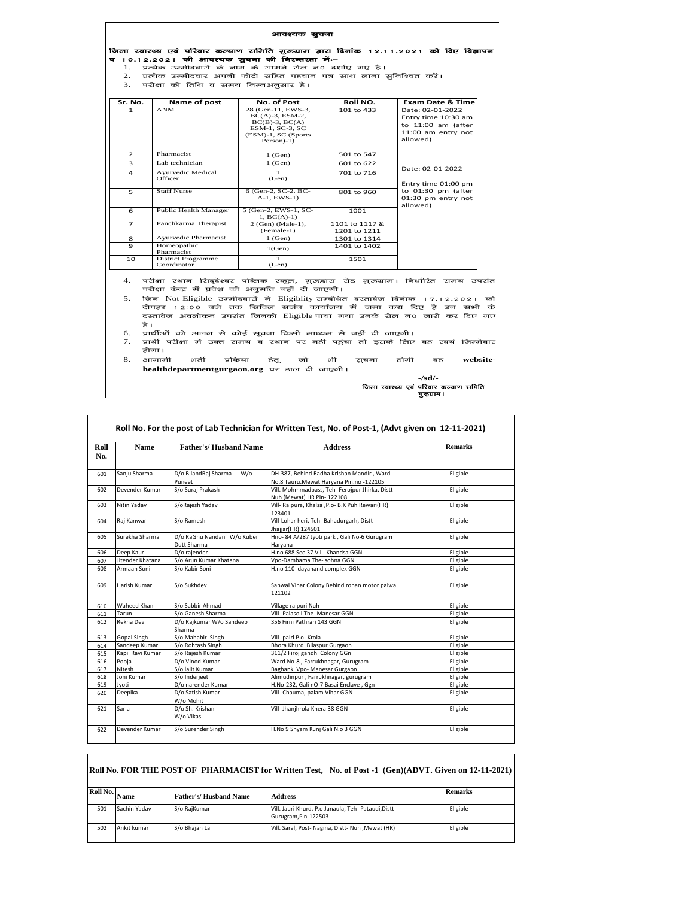## आवश्यक सूचना

**जिला स्वास्थ्य एवं परिवार कल्याण समिति गुरुग्राम द्वारा दिनांक 12.11.2021 को दिए विज्ञापन व 10.12.2021 की आवश्यक सूचना की निरन्तरता में:–**

1. प्रत्येक उम्मीदवारों के नाम के सामने रोल न० दर्शाए गए है।
2. प्रत्येक उम्मीदवार अपनी फोटो सहित पहचान पत्र साथ लाना सुनिश्चित करें।
3. परीक्षा की तिथि व समय निम्नअनुसार है।

| Sr. No. | Name of post | No. of Post | Roll NO. | Exam Date & Time |
|---|---|---|---|---|
| 1 | ANM | 28 (Gen-11, EWS-3, BC(A)-3, ESM-2, BC(B)-3, BC(A) ESM-1, SC-3, SC (ESM)-1, SC (Sports Person)-1) | 101 to 433 | Date: 02-01-2022 Entry time 10:30 am to 11:00 am (after 11:00 am entry not allowed) |
| 2 | Pharmacist | 1 (Gen) | 501 to 547 | Date: 02-01-2022 Entry time 01:00 pm to 01:30 pm (after 01:30 pm entry not allowed) |
| 3 | Lab technician | 1 (Gen) | 601 to 622 | |
| 4 | Ayurvedic Medical Officer | 1 (Gen) | 701 to 716 | |
| 5 | Staff Nurse | 6 (Gen-2, SC-2, BC-A-1, EWS-1) | 801 to 960 | |
| 6 | Public Health Manager | 5 (Gen-2, EWS-1, SC-1, BC(A)-1) | 1001 | |
| 7 | Panchkarma Therapist | 2 (Gen) (Male-1), (Female-1) | 1101 to 1117 & 1201 to 1211 | |
| 8 | Ayurvedic Pharmacist | 1 (Gen) | 1301 to 1314 | |
| 9 | Homeopathic Pharmacist | 1(Gen) | 1401 to 1402 | |
| 10 | District Programme Coordinator | 1 (Gen) | 1501 | |

4. परीक्षा स्थान सिद्देश्वर पब्लिक स्कूल, गुरुद्वारा रोड गुरुग्राम। निर्धारित समय उपरांत परीक्षा केन्द्र में प्रवेश की अनुमति नहीं दी जाएगी।
5. जिन Not Eligible उम्मीदवारों ने Eligiblity सम्बंधित दस्तावेज दिनांक 17.12.2021 को दोपहर 12:00 बजे तक सिविल सर्जन कार्यालय में जमा करा दिए है उन सभी के दस्तावेज अवलोकन उपरांत जिनको Eligible पाया गया उनके रोल न० जारी कर दिए गए है।
6. प्रार्थीओं को अलग से कोई सूचना किसी माध्यम से नहीं दी जाएगी।
7. प्रार्थी परीक्षा में उक्त समय व स्थान पर नहीं पहुंचा तो इसके लिए वह स्वयं जिम्मेवार होगा।
8. आगामी भर्ती प्रकिया हेतु जो भी सुचना होगी वह **website-healthdepartmentgurgaon.org** पर डाल दी जाएगी।

-/sd/-
**जिला स्वास्थ्य एवं परिवार कल्याण समिति गुरुग्राम।**

### Roll No. For the post of Lab Technician for Written Test, No. of Post-1, (Advt given on 12-11-2021)

| Roll No. | Name | Father's/ Husband Name | Address | Remarks |
|---|---|---|---|---|
| 601 | Sanju Sharma | D/o BilandRaj Sharma W/o Puneet | DH-387, Behind Radha Krishan Mandir , Ward No.8 Tauru.Mewat Haryana Pin.no -122105 | Eligible |
| 602 | Devender Kumar | S/o Suraj Prakash | Vill. Mohmmadbass, Teh- Ferojpur Jhirka, Distt-Nuh (Mewat) HR Pin- 122108 | Eligible |
| 603 | Nitin Yadav | S/oRajesh Yadav | Vill- Rajpura, Khalsa ,P.o- B.K Puh Rewari(HR) 123401 | Eligible |
| 604 | Raj Kanwar | S/o Ramesh | Vill-Lohar heri, Teh- Bahadurgarh, Distt-Jhajjar(HR) 124501 | Eligible |
| 605 | Surekha Sharma | D/o RaGhu Nandan W/o Kuber Dutt Sharma | Hno- 84 A/287 Jyoti park , Gali No-6 Gurugram Haryana | Eligible |
| 606 | Deep Kaur | D/o rajender | H.no 688 Sec-37 Vill- Khandsa GGN | Eligible |
| 607 | Jitender Khatana | S/o Arun Kumar Khatana | Vpo-Dambama The- sohna GGN | Eligible |
| 608 | Armaan Soni | S/o Kabir Soni | H.no 110 dayanand complex GGN | Eligible |
| 609 | Harish Kumar | S/o Sukhdev | Sanwal Vihar Colony Behind rohan motor palwal 121102 | Eligible |
| 610 | Waheed Khan | S/o Sabbir Ahmad | Village raipuri Nuh | Eligible |
| 611 | Tarun | S/o Ganesh Sharma | Vill- Palasoli The- Manesar GGN | Eligible |
| 612 | Rekha Devi | D/o Rajkumar W/o Sandeep Sharma | 356 Firni Pathrari 143 GGN | Eligible |
| 613 | Gopal Singh | S/o Mahabir Singh | Vill- palri P.o- Krola | Eligible |
| 614 | Sandeep Kumar | S/o Rohtash Singh | Bhora Khurd Bilaspur Gurgaon | Eligible |
| 615 | Kapil Ravi Kumar | S/o Rajesh Kumar | 311/2 Firoj gandhi Colony GGn | Eligible |
| 616 | Pooja | D/o Vinod Kumar | Ward No-8 , Farrukhnagar, Gurugram | Eligible |
| 617 | Nitesh | S/o lalit Kumar | Baghanki Vpo- Manesar Gurgaon | Eligible |
| 618 | Joni Kumar | S/o Inderjeet | Alimudinpur , Farrukhnagar, gurugram | Eligible |
| 619 | Jyoti | D/o narender Kumar | H.No-232, Gali nO-7 Basai Enclave , Ggn | Eligible |
| 620 | Deepika | D/o Satish Kumar W/o Mohit | Viil- Chauma, palam Vihar GGN | Eligible |
| 621 | Sarla | D/o Sh. Krishan W/o Vikas | Vill- Jhanjhrola Khera 38 GGN | Eligible |
| 622 | Devender Kumar | S/o Surender Singh | H.No 9 Shyam Kunj Gali N.o 3 GGN | Eligible |

### Roll No. FOR THE POST OF PHARMACIST for Written Test, No. of Post -1 (Gen)(ADVT. Given on 12-11-2021)

| Roll No. | Name | Father's/ Husband Name | Address | Remarks |
|---|---|---|---|---|
| 501 | Sachin Yadav | S/o RajKumar | Vill. Jauri Khurd, P.o Janaula, Teh- Pataudi,Distt-Gurugram,Pin-122503 | Eligible |
| 502 | Ankit kumar | S/o Bhajan Lal | Vill. Saral, Post- Nagina, Distt- Nuh ,Mewat (HR) | Eligible |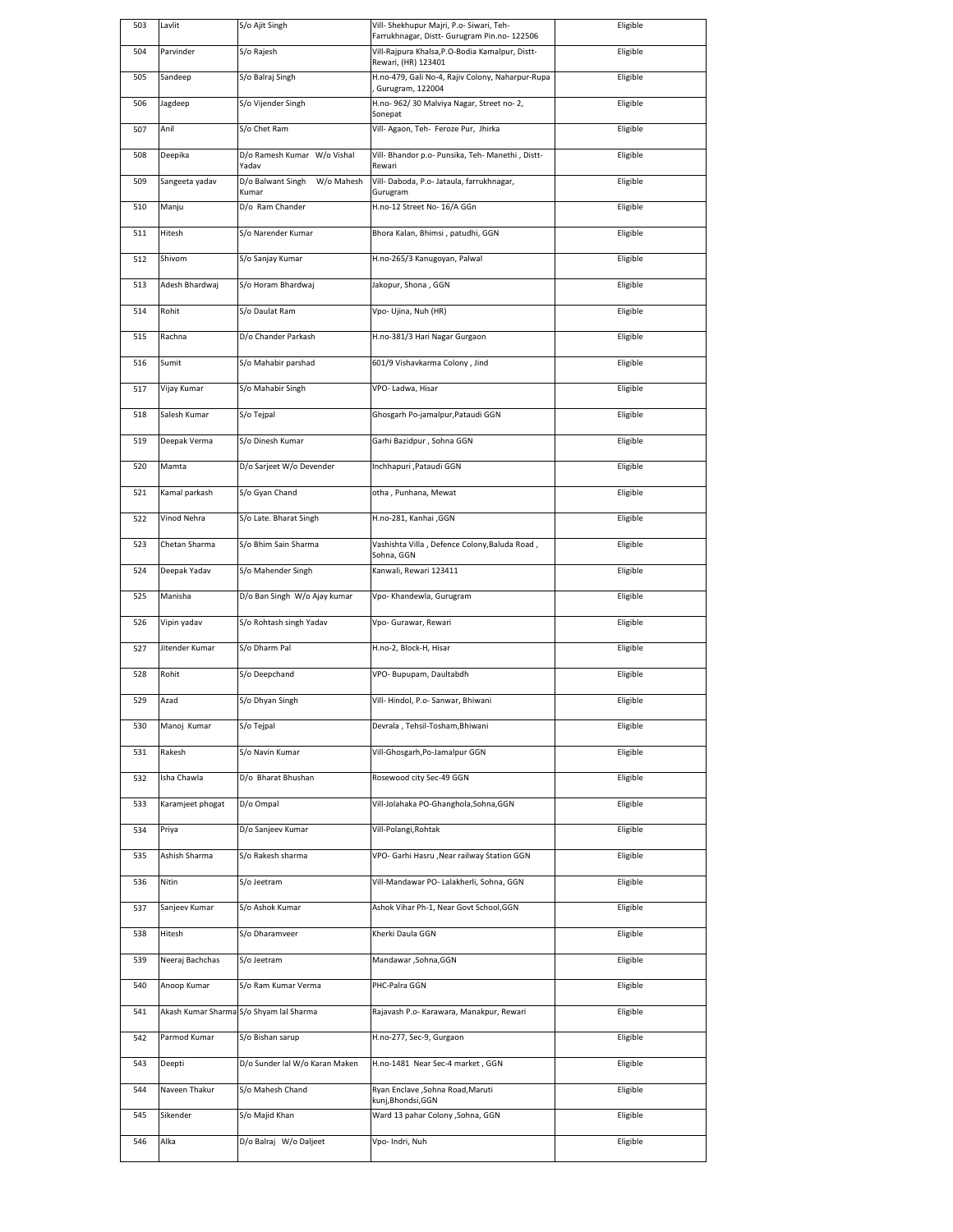| 503 | Lavlit | S/o Ajit Singh | Vill- Shekhupur Majri, P.o- Siwari, Teh- Farrukhnagar, Distt- Gurugram Pin.no- 122506 | Eligible |
|---|---|---|---|---|
| 504 | Parvinder | S/o Rajesh | Vill-Rajpura Khalsa,P.O-Bodia Kamalpur, Distt- Rewari, (HR) 123401 | Eligible |
| 505 | Sandeep | S/o Balraj Singh | H.no-479, Gali No-4, Rajiv Colony, Naharpur-Rupa , Gurugram, 122004 | Eligible |
| 506 | Jagdeep | S/o Vijender Singh | H.no- 962/ 30 Malviya Nagar, Street no- 2, Sonepat | Eligible |
| 507 | Anil | S/o Chet Ram | Vill- Agaon, Teh- Feroze Pur, Jhirka | Eligible |
| 508 | Deepika | D/o Ramesh Kumar W/o Vishal Yadav | Vill- Bhandor p.o- Punsika, Teh- Manethi , Distt- Rewari | Eligible |
| 509 | Sangeeta yadav | D/o Balwant Singh W/o Mahesh Kumar | Vill- Daboda, P.o- Jataula, farrukhnagar, Gurugram | Eligible |
| 510 | Manju | D/o Ram Chander | H.no-12 Street No- 16/A GGn | Eligible |
| 511 | Hitesh | S/o Narender Kumar | Bhora Kalan, Bhimsi , patudhi, GGN | Eligible |
| 512 | Shivom | S/o Sanjay Kumar | H.no-265/3 Kanugoyan, Palwal | Eligible |
| 513 | Adesh Bhardwaj | S/o Horam Bhardwaj | Jakopur, Shona , GGN | Eligible |
| 514 | Rohit | S/o Daulat Ram | Vpo- Ujina, Nuh (HR) | Eligible |
| 515 | Rachna | D/o Chander Parkash | H.no-381/3 Hari Nagar Gurgaon | Eligible |
| 516 | Sumit | S/o Mahabir parshad | 601/9 Vishavkarma Colony , Jind | Eligible |
| 517 | Vijay Kumar | S/o Mahabir Singh | VPO- Ladwa, Hisar | Eligible |
| 518 | Salesh Kumar | S/o Tejpal | Ghosgarh Po-jamalpur,Pataudi GGN | Eligible |
| 519 | Deepak Verma | S/o Dinesh Kumar | Garhi Bazidpur , Sohna GGN | Eligible |
| 520 | Mamta | D/o Sarjeet W/o Devender | Inchhapuri ,Pataudi GGN | Eligible |
| 521 | Kamal parkash | S/o Gyan Chand | otha , Punhana, Mewat | Eligible |
| 522 | Vinod Nehra | S/o Late. Bharat Singh | H.no-281, Kanhai ,GGN | Eligible |
| 523 | Chetan Sharma | S/o Bhim Sain Sharma | Vashishta Villa , Defence Colony,Baluda Road , Sohna, GGN | Eligible |
| 524 | Deepak Yadav | S/o Mahender Singh | Kanwali, Rewari 123411 | Eligible |
| 525 | Manisha | D/o Ban Singh W/o Ajay kumar | Vpo- Khandewla, Gurugram | Eligible |
| 526 | Vipin yadav | S/o Rohtash singh Yadav | Vpo- Gurawar, Rewari | Eligible |
| 527 | Jitender Kumar | S/o Dharm Pal | H.no-2, Block-H, Hisar | Eligible |
| 528 | Rohit | S/o Deepchand | VPO- Bupupam, Daultabdh | Eligible |
| 529 | Azad | S/o Dhyan Singh | Vill- Hindol, P.o- Sanwar, Bhiwani | Eligible |
| 530 | Manoj Kumar | S/o Tejpal | Devrala , Tehsil-Tosham,Bhiwani | Eligible |
| 531 | Rakesh | S/o Navin Kumar | Vill-Ghosgarh,Po-Jamalpur GGN | Eligible |
| 532 | Isha Chawla | D/o Bharat Bhushan | Rosewood city Sec-49 GGN | Eligible |
| 533 | Karamjeet phogat | D/o Ompal | Vill-Jolahaka PO-Ghanghola,Sohna,GGN | Eligible |
| 534 | Priya | D/o Sanjeev Kumar | Vill-Polangi,Rohtak | Eligible |
| 535 | Ashish Sharma | S/o Rakesh sharma | VPO- Garhi Hasru ,Near railway Station GGN | Eligible |
| 536 | Nitin | S/o Jeetram | Vill-Mandawar PO- Lalakherli, Sohna, GGN | Eligible |
| 537 | Sanjeev Kumar | S/o Ashok Kumar | Ashok Vihar Ph-1, Near Govt School,GGN | Eligible |
| 538 | Hitesh | S/o Dharamveer | Kherki Daula GGN | Eligible |
| 539 | Neeraj Bachchas | S/o Jeetram | Mandawar ,Sohna,GGN | Eligible |
| 540 | Anoop Kumar | S/o Ram Kumar Verma | PHC-Palra GGN | Eligible |
| 541 | Akash Kumar Sharma | S/o Shyam lal Sharma | Rajavash P.o- Karawara, Manakpur, Rewari | Eligible |
| 542 | Parmod Kumar | S/o Bishan sarup | H.no-277, Sec-9, Gurgaon | Eligible |
| 543 | Deepti | D/o Sunder lal W/o Karan Maken | H.no-1481 Near Sec-4 market , GGN | Eligible |
| 544 | Naveen Thakur | S/o Mahesh Chand | Ryan Enclave ,Sohna Road,Maruti kunj,Bhondsi,GGN | Eligible |
| 545 | Sikender | S/o Majid Khan | Ward 13 pahar Colony ,Sohna, GGN | Eligible |
| 546 | Alka | D/o Balraj W/o Daljeet | Vpo- Indri, Nuh | Eligible |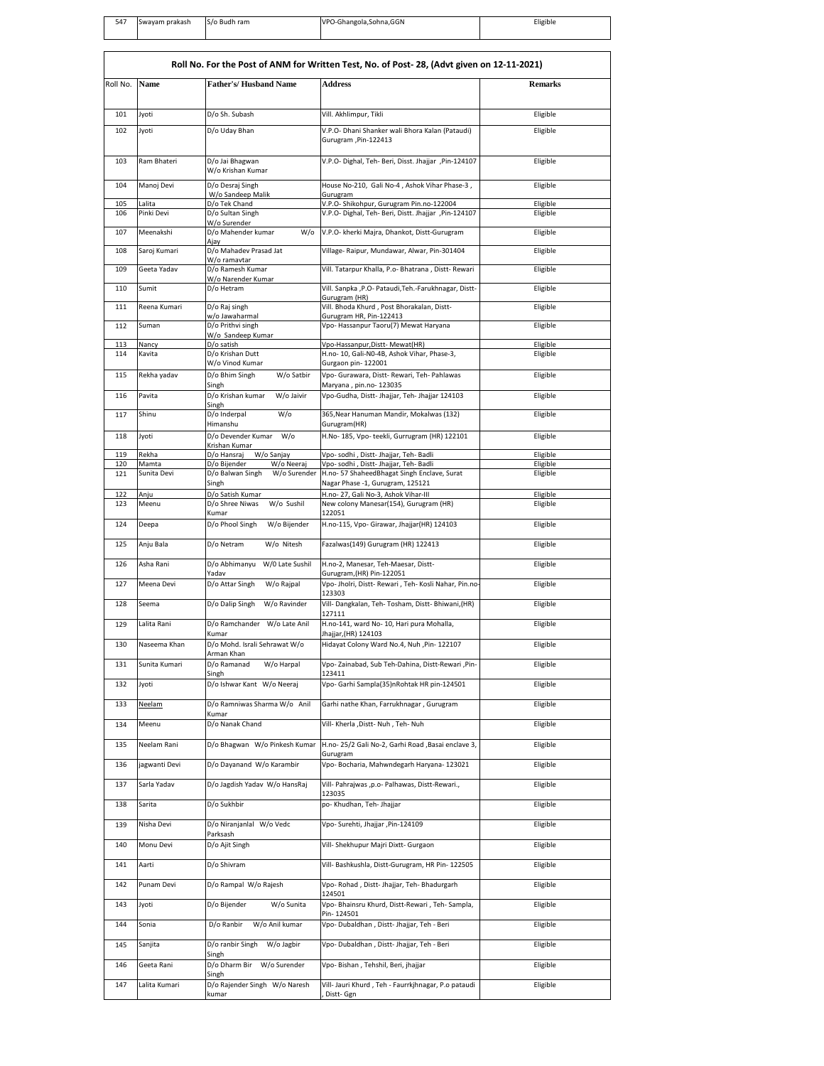| 547 | Swayam prakash | S/o Budh ram | VPO-Ghangola,Sohna,GGN | Eligible |
|---|---|---|---|---|

**Roll No. For the Post of ANM for Written Test, No. of Post- 28, (Advt given on 12-11-2021)**

| Roll No. | Name | Father's/ Husband Name | Address | Remarks |
|---|---|---|---|---|
| 101 | Jyoti | D/o Sh. Subash | Vill. Akhlimpur, Tikli | Eligible |
| 102 | Jyoti | D/o Uday Bhan | V.P.O- Dhani Shanker wali Bhora Kalan (Pataudi) Gurugram ,Pin-122413 | Eligible |
| 103 | Ram Bhateri | D/o Jai Bhagwan W/o Krishan Kumar | V.P.O- Dighal, Teh- Beri, Disst. Jhajjar ,Pin-124107 | Eligible |
| 104 | Manoj Devi | D/o Desraj Singh W/o Sandeep Malik | House No-210, Gali No-4 , Ashok Vihar Phase-3 , Gurugram | Eligible |
| 105 | Lalita | D/o Tek Chand | V.P.O- Shikohpur, Gurugram Pin.no-122004 | Eligible |
| 106 | Pinki Devi | D/o Sultan Singh W/o Surender | V.P.O- Dighal, Teh- Beri, Distt. Jhajjar ,Pin-124107 | Eligible |
| 107 | Meenakshi | D/o Mahender kumar W/o Ajay | V.P.O- kherki Majra, Dhankot, Distt-Gurugram | Eligible |
| 108 | Saroj Kumari | D/o Mahadev Prasad Jat W/o ramavtar | Village- Raipur, Mundawar, Alwar, Pin-301404 | Eligible |
| 109 | Geeta Yadav | D/o Ramesh Kumar W/o Narender Kumar | Vill. Tatarpur Khalla, P.o- Bhatrana , Distt- Rewari | Eligible |
| 110 | Sumit | D/o Hetram | Vill. Sanpka ,P.O- Pataudi,Teh.-Farukhnagar, Distt-Gurugram (HR) | Eligible |
| 111 | Reena Kumari | D/o Raj singh w/o Jawaharmal | Vill. Bhoda Khurd , Post Bhorakalan, Distt-Gurugram HR, Pin-122413 | Eligible |
| 112 | Suman | D/o Prithvi singh W/o Sandeep Kumar | Vpo- Hassanpur Taoru(7) Mewat Haryana | Eligible |
| 113 | Nancy | D/o satish | Vpo-Hassanpur,Distt- Mewat(HR) | Eligible |
| 114 | Kavita | D/o Krishan Dutt W/o Vinod Kumar | H.no- 10, Gali-N0-4B, Ashok Vihar, Phase-3, Gurgaon pin- 122001 | Eligible |
| 115 | Rekha yadav | D/o Bhim Singh W/o Satbir Singh | Vpo- Gurawara, Distt- Rewari, Teh- Pahlawas Maryana , pin.no- 123035 | Eligible |
| 116 | Pavita | D/o Krishan kumar W/o Jaivir Singh | Vpo-Gudha, Distt- Jhajjar, Teh- Jhajjar 124103 | Eligible |
| 117 | Shinu | D/o Inderpal W/o Himanshu | 365,Near Hanuman Mandir, Mokalwas (132) Gurugram(HR) | Eligible |
| 118 | Jyoti | D/o Devender Kumar W/o Krishan Kumar | H.No- 185, Vpo- teekli, Gurrugram (HR) 122101 | Eligible |
| 119 | Rekha | D/o Hansraj W/o Sanjay | Vpo- sodhi , Distt- Jhajjar, Teh- Badli | Eligible |
| 120 | Mamta | D/o Bijender W/o Neeraj | Vpo- sodhi , Distt- Jhajjar, Teh- Badli | Eligible |
| 121 | Sunita Devi | D/o Balwan Singh W/o Surender Singh | H.no- 57 ShaheedBhagat Singh Enclave, Surat Nagar Phase -1, Gurugram, 125121 | Eligible |
| 122 | Anju | D/o Satish Kumar | H.no- 27, Gali No-3, Ashok Vihar-III | Eligible |
| 123 | Meenu | D/o Shree Niwas W/o Sushil Kumar | New colony Manesar(154), Gurugram (HR) 122051 | Eligible |
| 124 | Deepa | D/o Phool Singh W/o Bijender | H.no-115, Vpo- Girawar, Jhajjar(HR) 124103 | Eligible |
| 125 | Anju Bala | D/o Netram W/o Nitesh | Fazalwas(149) Gurugram (HR) 122413 | Eligible |
| 126 | Asha Rani | D/o Abhimanyu W/0 Late Sushil Yadav | H.no-2, Manesar, Teh-Maesar, Distt-Gurugram,(HR) Pin-122051 | Eligible |
| 127 | Meena Devi | D/o Attar Singh W/o Rajpal | Vpo- Jholri, Distt- Rewari , Teh- Kosli Nahar, Pin.no-123303 | Eligible |
| 128 | Seema | D/o Dalip Singh W/o Ravinder | Vill- Dangkalan, Teh- Tosham, Distt- Bhiwani,(HR) 127111 | Eligible |
| 129 | Lalita Rani | D/o Ramchander W/o Late Anil Kumar | H.no-141, ward No- 10, Hari pura Mohalla, Jhajjar,(HR) 124103 | Eligible |
| 130 | Naseema Khan | D/o Mohd. Israli Sehrawat W/o Arman Khan | Hidayat Colony Ward No.4, Nuh ,Pin- 122107 | Eligible |
| 131 | Sunita Kumari | D/o Ramanad W/o Harpal Singh | Vpo- Zainabad, Sub Teh-Dahina, Distt-Rewari ,Pin-123411 | Eligible |
| 132 | Jyoti | D/o Ishwar Kant W/o Neeraj | Vpo- Garhi Sampla(35)nRohtak HR pin-124501 | Eligible |
| 133 | Neelam | D/o Ramniwas Sharma W/o Anil Kumar | Garhi nathe Khan, Farrukhnagar , Gurugram | Eligible |
| 134 | Meenu | D/o Nanak Chand | Vill- Kherla ,Distt- Nuh , Teh- Nuh | Eligible |
| 135 | Neelam Rani | D/o Bhagwan W/o Pinkesh Kumar | H.no- 25/2 Gali No-2, Garhi Road ,Basai enclave 3, Gurugram | Eligible |
| 136 | jagwanti Devi | D/o Dayanand W/o Karambir | Vpo- Bocharia, Mahwndegarh Haryana- 123021 | Eligible |
| 137 | Sarla Yadav | D/o Jagdish Yadav W/o HansRaj | Vill- Pahrajwas ,p.o- Palhawas, Distt-Rewari., 123035 | Eligible |
| 138 | Sarita | D/o Sukhbir | po- Khudhan, Teh- Jhajjar | Eligible |
| 139 | Nisha Devi | D/o Niranjanlal W/o Vedc Parksash | Vpo- Surehti, Jhajjar ,Pin-124109 | Eligible |
| 140 | Monu Devi | D/o Ajit Singh | Vill- Shekhupur Majri Dixtt- Gurgaon | Eligible |
| 141 | Aarti | D/o Shivram | Vill- Bashkushla, Distt-Gurugram, HR Pin- 122505 | Eligible |
| 142 | Punam Devi | D/o Rampal W/o Rajesh | Vpo- Rohad , Distt- Jhajjar, Teh- Bhadurgarh 124501 | Eligible |
| 143 | Jyoti | D/o Bijender W/o Sunita | Vpo- Bhainsru Khurd, Distt-Rewari , Teh- Sampla, Pin- 124501 | Eligible |
| 144 | Sonia | D/o Ranbir W/o Anil kumar | Vpo- Dubaldhan , Distt- Jhajjar, Teh - Beri | Eligible |
| 145 | Sanjita | D/o ranbir Singh W/o Jagbir Singh | Vpo- Dubaldhan , Distt- Jhajjar, Teh - Beri | Eligible |
| 146 | Geeta Rani | D/o Dharm Bir W/o Surender Singh | Vpo- Bishan , Tehshil, Beri, jhajjar | Eligible |
| 147 | Lalita Kumari | D/o Rajender Singh W/o Naresh kumar | Vill- Jauri Khurd , Teh - Faurrkjhnagar, P.o pataudi , Distt- Ggn | Eligible |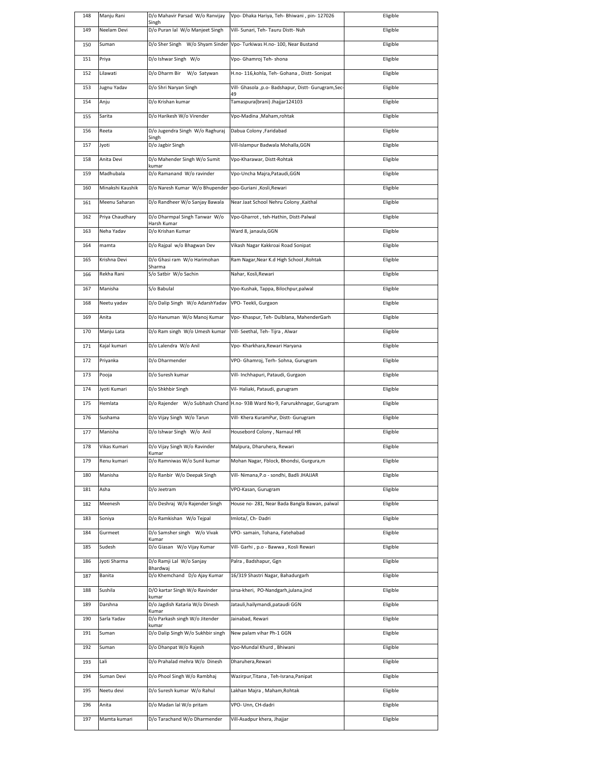| 148 | Manju Rani | D/o Mahavir Parsad W/o Ranvijay Singh | Vpo- Dhaka Hariya, Teh- Bhiwani , pin- 127026 | Eligible |
|---|---|---|---|---|
| 149 | Neelam Devi | D/o Puran lal W/o Manjeet Singh | Vill- Sunari, Teh- Tauru Distt- Nuh | Eligible |
| 150 | Suman | D/o Sher Singh W/o Shyam Sinder | Vpo- Turkiwas H.no- 100, Near Bustand | Eligible |
| 151 | Priya | D/o Ishwar Singh W/o | Vpo- Ghamroj Teh- shona | Eligible |
| 152 | Lilawati | D/o Dharm Bir W/o Satywan | H.no- 116,kohla, Teh- Gohana , Distt- Sonipat | Eligible |
| 153 | Jugnu Yadav | D/o Shri Naryan Singh | Vill- Ghasola ,p.o- Badshapur, Distt- Gurugram,Sec-49 | Eligible |
| 154 | Anju | D/o Krishan kumar | Tamaspura(brani) Jhajjar124103 | Eligible |
| 155 | Sarita | D/o Harikesh W/o Virender | Vpo-Madina ,Maham,rohtak | Eligible |
| 156 | Reeta | D/o Jugendra Singh W/o Raghuraj Singh | Dabua Colony ,Faridabad | Eligible |
| 157 | Jyoti | D/o Jagbir Singh | Vill-Islampur Badwala Mohalla,GGN | Eligible |
| 158 | Anita Devi | D/o Mahender Singh W/o Sumit kumar | Vpo-Kharawar, Distt-Rohtak | Eligible |
| 159 | Madhubala | D/o Ramanand W/o ravinder | Vpo-Uncha Majra,Pataudi,GGN | Eligible |
| 160 | Minakshi Kaushik | D/o Naresh Kumar W/o Bhupender | vpo-Guriani ,Kosli,Rewari | Eligible |
| 161 | Meenu Saharan | D/o Randheer W/o Sanjay Bawala | Near Jaat School Nehru Colony ,Kaithal | Eligible |
| 162 | Priya Chaudhary | D/o Dharmpal Singh Tanwar W/o Harsh Kumar | Vpo-Gharrot , teh-Hathin, Distt-Palwal | Eligible |
| 163 | Neha Yadav | D/o Krishan Kumar | Ward 8, janaula,GGN | Eligible |
| 164 | mamta | D/o Rajpal w/o Bhagwan Dev | Vikash Nagar Kakkroai Road Sonipat | Eligible |
| 165 | Krishna Devi | D/o Ghasi ram W/o Harimohan Sharma | Ram Nagar,Near K.d High School ,Rohtak | Eligible |
| 166 | Rekha Rani | S/o Satbir W/o Sachin | Nahar, Kosli,Rewari | Eligible |
| 167 | Manisha | S/o Babulal | Vpo-Kushak, Tappa, Bilochpur,palwal | Eligible |
| 168 | Neetu yadav | D/o Dalip Singh W/o AdarshYadav | VPO- Teekli, Gurgaon | Eligible |
| 169 | Anita | D/o Hanuman W/o Manoj Kumar | Vpo- Khaspur, Teh- Dulblana, MahenderGarh | Eligible |
| 170 | Manju Lata | D/o Ram singh W/o Umesh kumar | Vill- Seethal, Teh- Tijra , Alwar | Eligible |
| 171 | Kajal kumari | D/o Lalendra W/o Anil | Vpo- Kharkhara,Rewari Haryana | Eligible |
| 172 | Priyanka | D/o Dharmender | VPO- Ghamroj, Terh- Sohna, Gurugram | Eligible |
| 173 | Pooja | D/o Suresh kumar | Vill- Inchhapuri, Pataudi, Gurgaon | Eligible |
| 174 | Jyoti Kumari | D/o Shkhbir Singh | Vil- Haliaki, Pataudi, gurugram | Eligible |
| 175 | Hemlata | D/o Rajender W/o Subhash Chand | H.no- 93B Ward No-9, Farurukhnagar, Gurugram | Eligible |
| 176 | Sushama | D/o Vijay Singh W/o Tarun | Vill- Khera KuramPur, Distt- Gurugram | Eligible |
| 177 | Manisha | D/o Ishwar Singh W/o Anil | Housebord Colony , Narnaul HR | Eligible |
| 178 | Vikas Kumari | D/o Vijay Singh W/o Ravinder Kumar | Malpura, Dharuhera, Rewari | Eligible |
| 179 | Renu kumari | D/o Ramniwas W/o Sunil kumar | Mohan Nagar, Fblock, Bhondsi, Gurgura,m | Eligible |
| 180 | Manisha | D/o Ranbir W/o Deepak Singh | Vill- Nimana,P.o - sondhi, Badli JHAJJAR | Eligible |
| 181 | Asha | D/o Jeetram | VPO-Kasan, Gurugram | Eligible |
| 182 | Meenesh | D/o Deshraj W/o Rajender Singh | House no- 281, Near Bada Bangla Bawan, palwal | Eligible |
| 183 | Soniya | D/o Ramkishan W/o Tejpal | Imlota/, Ch- Dadri | Eligible |
| 184 | Gurmeet | D/o Samsher singh W/o Vivak Kumar | VPO- samain, Tohana, Fatehabad | Eligible |
| 185 | Sudesh | D/o Giasan W/o Vijay Kumar | Vill- Garhi , p.o - Bawwa , Kosli Rewari | Eligible |
| 186 | Jyoti Sharma | D/o Ramji Lal W/o Sanjay Bhardwaj | Palra , Badshapur, Ggn | Eligible |
| 187 | Banita | D/o Khemchand D/o Ajay Kumar | 16/319 Shastri Nagar, Bahadurgarh | Eligible |
| 188 | Sushila | D/O kartar Singh W/o Ravinder kumar | sirsa-kheri, PO-Nandgarh,julana,jind | Eligible |
| 189 | Darshna | D/o Jagdish Kataria W/o Dinesh Kumar | Jatauli,hailymandi,pataudi GGN | Eligible |
| 190 | Sarla Yadav | D/o Parkash singh W/o Jitender kumar | Jainabad, Rewari | Eligible |
| 191 | Suman | D/o Dalip Singh W/o Sukhbir singh | New palam vihar Ph-1 GGN | Eligible |
| 192 | Suman | D/o Dhanpat W/o Rajesh | Vpo-Mundal Khurd , Bhiwani | Eligible |
| 193 | Lali | D/o Prahalad mehra W/o Dinesh | Dharuhera,Rewari | Eligible |
| 194 | Suman Devi | D/o Phool Singh W/o Rambhaj | Wazirpur,Titana , Teh-Israna,Panipat | Eligible |
| 195 | Neetu devi | D/o Suresh kumar W/o Rahul | Lakhan Majra , Maham,Rohtak | Eligible |
| 196 | Anita | D/o Madan lal W/o pritam | VPO- Unn, CH-dadri | Eligible |
| 197 | Mamta kumari | D/o Tarachand W/o Dharmender | Vill-Asadpur khera, Jhajjar | Eligible |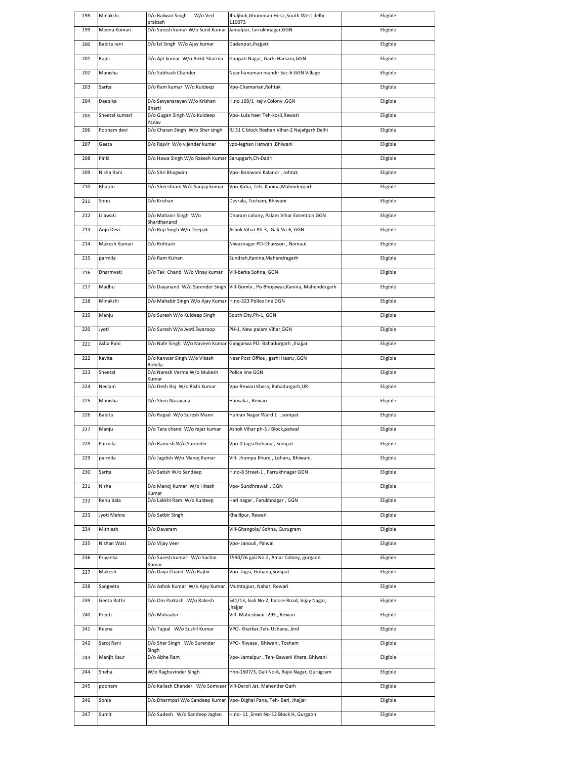| 198 | Minakshi | D/o Balwan Singh W/o Ved prakash | Jhuljhuli,Ghumman Hera ,South West delhi 110073 | Eligible |
|---|---|---|---|---|
| 199 | Meena Kumari | D/o Suresh kumar W/o Sunil Kumar | Jamalpur, farrukhnagar,GGN | Eligible |
| 200 | Babita rani | D/o lal Singh W/o Ajay kumar | Dadanpur,Jhajjatr | Eligible |
| 201 | Rajni | D/o Ajit kumar W/o Ankit Sharma | Ganpati Nagar, Garhi Harsaru,GGN | Eligible |
| 202 | Manisha | D/o Subhash Chander | Near hanuman mandir Sec-6 GGN Village | Eligible |
| 203 | Sarita | D/o Ram kumar W/o Kuldeep | Vpo-Chamarian,Rohtak | Eligible |
| 204 | Deepika | D/o Satyanarayan W/o Krishan Bharti | H.no 109/1 rajiv Colony ,GGN | Eligible |
| 205 | Sheetal kumari | D/o Gugan Singh W/o Kuldeep Yadav | Vpo- Lula heer Teh-kosli,Rewari | Eligible |
| 206 | Poonam devi | D/o Charan Singh W/o Sher singh | RJ 31 C block Roshan Vihar-2 Najafgarh Delhi | Eligible |
| 207 | Geeta | D/o Rajvir W/o vijender kumar | vpo-leghan Hetwan ,Bhiwani | Eligible |
| 208 | Pinki | D/o Hawa Singh W/o Rakesh Kumar | Sarupgarh,Ch-Dadri | Eligible |
| 209 | Nisha Rani | D/o Shri Bhagwan | Vpo- Baniwani Kalanor , rohtak | Eligible |
| 210 | Bhateri | D/o Sheeshram W/o Sanjay kumar | Vpo-Kotia, Teh- Kanina,Mahindergarh | Eligible |
| 211 | Sonu | D/o Krishan | Devrala, Tosham, Bhiwani | Eligible |
| 212 | Lilawati | D/o Mahavir Singh W/o Shardhanand | Dharam colony, Palam Vihar Extention GGN | Eligible |
| 213 | Anju Devi | D/o Rup Singh W/o Deepak | Ashok Vihar Ph-3, Gali No-6, GGN | Eligible |
| 214 | Mukesh Kumari | D/o Rohtash | Niwaznagar PO-Dharsson , Narnaul | Eligible |
| 215 | parmila | D/o Ram Kishan | Sundrah,Kanina,Mahendragarh | Eligible |
| 216 | Dharmvati | D/o Tek Chand W/o Vinay kumar | Vill-berka Sohna, GGN | Eligible |
| 217 | Madhu | D/o Dayanand W/o Surender Singh | Vill-Gomla , Po-Bhojawas,Kanina, Mahendergarh | Eligible |
| 218 | Minakshi | D/o Mahabir Singh W/o Ajay Kumar | H.no-323 Police line GGN | Eligible |
| 219 | Manju | D/o Suresh W/o Kuldeep Singh | South City,Ph-1, GGN | Eligible |
| 220 | Jyoti | D/o Suresh W/o Jyoti Swaroop | PH-1, New palam Vihar,GGN | Eligible |
| 221 | Asha Rani | D/o Nafe Singh W/o Naveen Kumar | Gangarwa PO- Bahadurgarh ,Jhajjar | Eligible |
| 222 | Kavita | D/o Kanwar Singh W/o Vikash Rohilla | Near Post Office , garhi Hasru ,GGN | Eligible |
| 223 | Sheetal | D/o Naresh Verma W/o Mukesh Kumar | Police line GGN | Eligible |
| 224 | Neelam | D/o Desh Raj W/o Rishi Kumar | Vpo-Rewari Khera, Bahadurgarh,JJR | Eligible |
| 225 | Manisha | D/o Sheo Narayana | Hansaka , Rewari | Eligible |
| 226 | Babita | D/o Rajpal W/o Suresh Mann | Human Nagar Ward 1 , sonipat | Eligible |
| 227 | Manju | D/o Tara chand W/o rajat kumar | Ashok Vihar ph-3 J Block,palwal | Eligible |
| 228 | Parmila | D/o Ramesh W/o Surender | Vpo-0 Jagsi Gohana , Sonipat | Eligible |
| 229 | parmila | D/o Jagdish W/o Manoj Kumar | Vill- Jhumpa Khurd , Loharu, Bhiwani, | Eligible |
| 230 | Sarita | D/o Satish W/o Sandeep | H.no-8 Street-1 , Farrukhnagar GGN | Eligible |
| 231 | Nisha | D/o Manoj Kumar W/o Hitesh Kumar | Vpo- Sundhrawali , GGN | Eligible |
| 232 | Renu bala | D/o Lakkhi Ram W/o Kuldeep | Hari nagar , Farukhnagar , GGN | Eligible |
| 233 | Jyoti Mehra | D/o Satbir Singh | Khalilpur, Rewari | Eligible |
| 234 | Mithlesh | D/o Dayaram | Vill-Ghangola/ Sohna, Gurugram | Eligible |
| 235 | Nishan Wati | D/o Vijay Veer | Vpo- Janouli, Palwal | Eligible |
| 236 | Priyanka | D/o Suresh kumar W/o Sachin Kumar | 1590/26 gali No-2, Amar Colony, gurgaon | Eligible |
| 237 | Mukesh | D/o Daya Chand W/o Rajbir | Vpo- Jagsi, Gohana,Sonipat | Eligible |
| 238 | Sangeeta | D/o Ashok Kumar W/o Ajay Kumar | Mumtajpur, Nahar, Rewari | Eligible |
| 239 | Geeta Rathi | D/o Om Parkash W/o Rakesh | 541/13, Gali No-2, balore Road, Vijay Nagar, jhajjar | Eligible |
| 240 | Preeti | D/o Mahaabir | Vill- Maheshwar i293 , Rewari | Eligible |
| 241 | Reena | D/o Tajpal W/o Sushil Kumar | VPO- Khatkar,Teh- Uchana, Jind | Eligible |
| 242 | Saroj Rani | D/o Sher Singh W/o Surender Singh | VPO- Riwasa , Bhiwani, Tosham | Eligible |
| 243 | Manjit Kaur | D/o Abhe Ram | Vpo- Jamalpur , Teh- Bawani Khera, Bhiwani | Eligible |
| 244 | Sneha | W/o Raghuvinder Singh | Hno-1607/3, Gali No-6, Rajiv Nagar, Gurugram | Eligible |
| 245 | poonam | D/o Kailash Chander W/o Somveer | Vill-Deroli Jat, Mahender Garh | Eligible |
| 246 | Sonia | D/o Dharmpal W/o Sandeep Kumar | Vpo- Dighal Pana, Teh- Beri, Jhajjar | Eligible |
| 247 | Sumit | D/o Sudesh W/o Sandeep Jaglan | H.no- 11 ,Sreet No-12 Block H, Gurgaon | Eligible |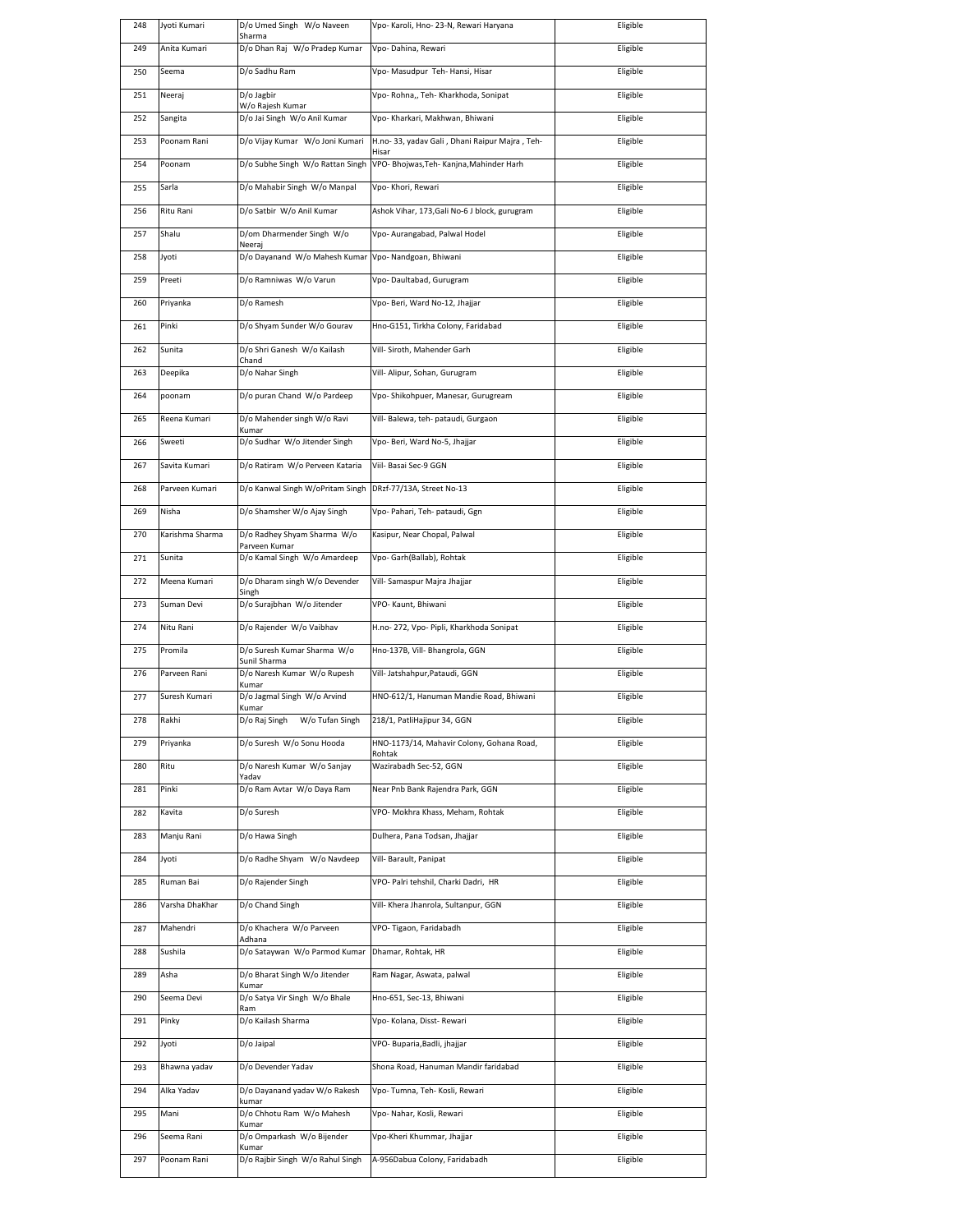| 248 | Jyoti Kumari | D/o Umed Singh W/o Naveen Sharma | Vpo- Karoli, Hno- 23-N, Rewari Haryana | Eligible |
|---|---|---|---|---|
| 249 | Anita Kumari | D/o Dhan Raj W/o Pradep Kumar | Vpo- Dahina, Rewari | Eligible |
| 250 | Seema | D/o Sadhu Ram | Vpo- Masudpur Teh- Hansi, Hisar | Eligible |
| 251 | Neeraj | D/o Jagbir W/o Rajesh Kumar | Vpo- Rohna,, Teh- Kharkhoda, Sonipat | Eligible |
| 252 | Sangita | D/o Jai Singh W/o Anil Kumar | Vpo- Kharkari, Makhwan, Bhiwani | Eligible |
| 253 | Poonam Rani | D/o Vijay Kumar W/o Joni Kumari | H.no- 33, yadav Gali , Dhani Raipur Majra , Teh- Hisar | Eligible |
| 254 | Poonam | D/o Subhe Singh W/o Rattan Singh | VPO- Bhojwas,Teh- Kanjna,Mahinder Harh | Eligible |
| 255 | Sarla | D/o Mahabir Singh W/o Manpal | Vpo- Khori, Rewari | Eligible |
| 256 | Ritu Rani | D/o Satbir W/o Anil Kumar | Ashok Vihar, 173,Gali No-6 J block, gurugram | Eligible |
| 257 | Shalu | D/om Dharmender Singh W/o Neeraj | Vpo- Aurangabad, Palwal Hodel | Eligible |
| 258 | Jyoti | D/o Dayanand W/o Mahesh Kumar | Vpo- Nandgoan, Bhiwani | Eligible |
| 259 | Preeti | D/o Ramniwas W/o Varun | Vpo- Daultabad, Gurugram | Eligible |
| 260 | Priyanka | D/o Ramesh | Vpo- Beri, Ward No-12, Jhajjar | Eligible |
| 261 | Pinki | D/o Shyam Sunder W/o Gourav | Hno-G151, Tirkha Colony, Faridabad | Eligible |
| 262 | Sunita | D/o Shri Ganesh W/o Kailash Chand | Vill- Siroth, Mahender Garh | Eligible |
| 263 | Deepika | D/o Nahar Singh | Vill- Alipur, Sohan, Gurugram | Eligible |
| 264 | poonam | D/o puran Chand W/o Pardeep | Vpo- Shikohpuer, Manesar, Gurugream | Eligible |
| 265 | Reena Kumari | D/o Mahender singh W/o Ravi Kumar | Vill- Balewa, teh- pataudi, Gurgaon | Eligible |
| 266 | Sweeti | D/o Sudhar W/o Jitender Singh | Vpo- Beri, Ward No-5, Jhajjar | Eligible |
| 267 | Savita Kumari | D/o Ratiram W/o Perveen Kataria | Viil- Basai Sec-9 GGN | Eligible |
| 268 | Parveen Kumari | D/o Kanwal Singh W/oPritam Singh | DRzf-77/13A, Street No-13 | Eligible |
| 269 | Nisha | D/o Shamsher W/o Ajay Singh | Vpo- Pahari, Teh- pataudi, Ggn | Eligible |
| 270 | Karishma Sharma | D/o Radhey Shyam Sharma W/o Parveen Kumar | Kasipur, Near Chopal, Palwal | Eligible |
| 271 | Sunita | D/o Kamal Singh W/o Amardeep | Vpo- Garh(Ballab), Rohtak | Eligible |
| 272 | Meena Kumari | D/o Dharam singh W/o Devender Singh | Vill- Samaspur Majra Jhajjar | Eligible |
| 273 | Suman Devi | D/o Surajbhan W/o Jitender | VPO- Kaunt, Bhiwani | Eligible |
| 274 | Nitu Rani | D/o Rajender W/o Vaibhav | H.no- 272, Vpo- Pipli, Kharkhoda Sonipat | Eligible |
| 275 | Promila | D/o Suresh Kumar Sharma W/o Sunil Sharma | Hno-137B, Vill- Bhangrola, GGN | Eligible |
| 276 | Parveen Rani | D/o Naresh Kumar W/o Rupesh Kumar | Vill- Jatshahpur,Pataudi, GGN | Eligible |
| 277 | Suresh Kumari | D/o Jagmal Singh W/o Arvind Kumar | HNO-612/1, Hanuman Mandie Road, Bhiwani | Eligible |
| 278 | Rakhi | D/o Raj Singh W/o Tufan Singh | 218/1, PatliHajipur 34, GGN | Eligible |
| 279 | Priyanka | D/o Suresh W/o Sonu Hooda | HNO-1173/14, Mahavir Colony, Gohana Road, Rohtak | Eligible |
| 280 | Ritu | D/o Naresh Kumar W/o Sanjay Yadav | Wazirabadh Sec-52, GGN | Eligible |
| 281 | Pinki | D/o Ram Avtar W/o Daya Ram | Near Pnb Bank Rajendra Park, GGN | Eligible |
| 282 | Kavita | D/o Suresh | VPO- Mokhra Khass, Meham, Rohtak | Eligible |
| 283 | Manju Rani | D/o Hawa Singh | Dulhera, Pana Todsan, Jhajjar | Eligible |
| 284 | Jyoti | D/o Radhe Shyam W/o Navdeep | Vill- Barault, Panipat | Eligible |
| 285 | Ruman Bai | D/o Rajender Singh | VPO- Palri tehshil, Charki Dadri, HR | Eligible |
| 286 | Varsha DhaKhar | D/o Chand Singh | Vill- Khera Jhanrola, Sultanpur, GGN | Eligible |
| 287 | Mahendri | D/o Khachera W/o Parveen Adhana | VPO- Tigaon, Faridabadh | Eligible |
| 288 | Sushila | D/o Sataywan W/o Parmod Kumar | Dhamar, Rohtak, HR | Eligible |
| 289 | Asha | D/o Bharat Singh W/o Jitender Kumar | Ram Nagar, Aswata, palwal | Eligible |
| 290 | Seema Devi | D/o Satya Vir Singh W/o Bhale Ram | Hno-651, Sec-13, Bhiwani | Eligible |
| 291 | Pinky | D/o Kailash Sharma | Vpo- Kolana, Disst- Rewari | Eligible |
| 292 | Jyoti | D/o Jaipal | VPO- Buparia,Badli, jhajjar | Eligible |
| 293 | Bhawna yadav | D/o Devender Yadav | Shona Road, Hanuman Mandir faridabad | Eligible |
| 294 | Alka Yadav | D/o Dayanand yadav W/o Rakesh kumar | Vpo- Tumna, Teh- Kosli, Rewari | Eligible |
| 295 | Mani | D/o Chhotu Ram W/o Mahesh Kumar | Vpo- Nahar, Kosli, Rewari | Eligible |
| 296 | Seema Rani | D/o Omparkash W/o Bijender Kumar | Vpo-Kheri Khummar, Jhajjar | Eligible |
| 297 | Poonam Rani | D/o Rajbir Singh W/o Rahul Singh | A-956Dabua Colony, Faridabadh | Eligible |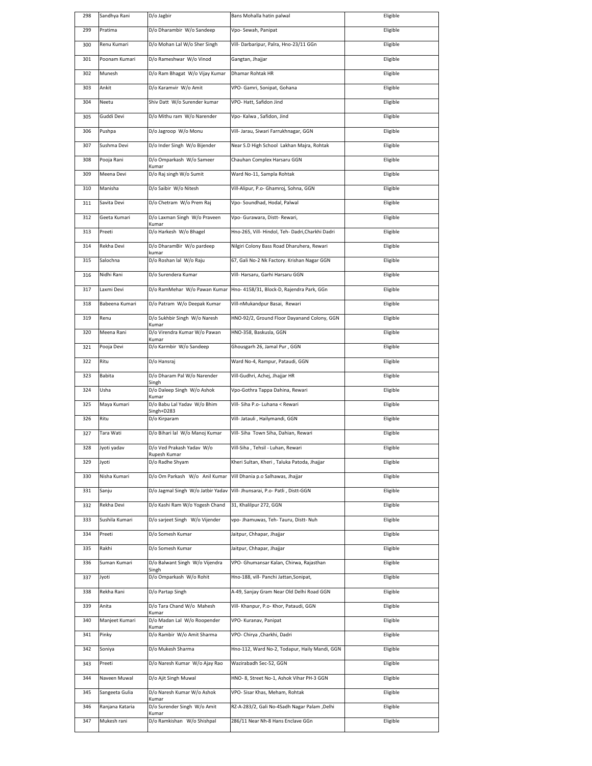| 298 | Sandhya Rani | D/o Jagbir | Bans Mohalla hatin palwal | Eligible |
|---|---|---|---|---|
| 299 | Pratima | D/o Dharambir W/o Sandeep | Vpo- Sewah, Panipat | Eligible |
| 300 | Renu Kumari | D/o Mohan Lal W/o Sher Singh | Vill- Darbaripur, Palra, Hno-23/11 GGn | Eligible |
| 301 | Poonam Kumari | D/o Rameshwar W/o Vinod | Gangtan, Jhajjar | Eligible |
| 302 | Munesh | D/o Ram Bhagat W/o Vijay Kumar | Dhamar Rohtak HR | Eligible |
| 303 | Ankit | D/o Karamvir W/o Amit | VPO- Gamri, Sonipat, Gohana | Eligible |
| 304 | Neetu | Shiv Datt W/o Surender kumar | VPO- Hatt, Safidon Jind | Eligible |
| 305 | Guddi Devi | D/o Mithu ram W/o Narender | Vpo- Kalwa , Safidon, Jind | Eligible |
| 306 | Pushpa | D/o Jagroop W/o Monu | Vill- Jarau, Siwari Farrukhnagar, GGN | Eligible |
| 307 | Sushma Devi | D/o Inder Singh W/o Bijender | Near S.D High School Lakhan Majra, Rohtak | Eligible |
| 308 | Pooja Rani | D/o Omparkash W/o Sameer Kumar | Chauhan Complex Harsaru GGN | Eligible |
| 309 | Meena Devi | D/o Raj singh W/o Sumit | Ward No-11, Sampla Rohtak | Eligible |
| 310 | Manisha | D/o Saibir W/o Nitesh | Vill-Alipur, P.o- Ghamroj, Sohna, GGN | Eligible |
| 311 | Savita Devi | D/o Chetram W/o Prem Raj | Vpo- Soundhad, Hodal, Palwal | Eligible |
| 312 | Geeta Kumari | D/o Laxman Singh W/o Praveen Kumar | Vpo- Gurawara, Distt- Rewari, | Eligible |
| 313 | Preeti | D/o Harkesh W/o Bhagel | Hno-265, Vill- Hindol, Teh- Dadri,Charkhi Dadri | Eligible |
| 314 | Rekha Devi | D/o DharamBir W/o pardeep kumar | Nilgiri Colony Bass Road Dharuhera, Rewari | Eligible |
| 315 | Salochna | D/o Roshan lal W/o Raju | 67, Gali No-2 Nk Factory. Krishan Nagar GGN | Eligible |
| 316 | Nidhi Rani | D/o Surendera Kumar | Vill- Harsaru, Garhi Harsaru GGN | Eligible |
| 317 | Laxmi Devi | D/o RamMehar W/o Pawan Kumar | Hno- 4158/31, Block-D, Rajendra Park, GGn | Eligible |
| 318 | Babeena Kumari | D/o Patram W/o Deepak Kumar | Vill-nMukandpur Basai, Rewari | Eligible |
| 319 | Renu | D/o Sukhbir Singh W/o Naresh Kumar | HNO-92/2, Ground Floor Dayanand Colony, GGN | Eligible |
| 320 | Meena Rani | D/o Virendra Kumar W/o Pawan Kumar | HNO-358, Baskusla, GGN | Eligible |
| 321 | Pooja Devi | D/o Karmbir W/o Sandeep | Ghousgarh 26, Jamal Pur , GGN | Eligible |
| 322 | Ritu | D/o Hansraj | Ward No-4, Rampur, Pataudi, GGN | Eligible |
| 323 | Babita | D/o Dharam Pal W/o Narender Singh | Vill-Gudhri, Achej, Jhajjar HR | Eligible |
| 324 | Usha | D/o Daleep Singh W/o Ashok Kumar | Vpo-Gothra Tappa Dahina, Rewari | Eligible |
| 325 | Maya Kumari | D/o Babu Lal Yadav W/o Bhim Singh+D283 | Vill- Siha P.o- Luhana < Rewari | Eligible |
| 326 | Ritu | D/o Kirparam | Vill- Jatauli , Hailymandi, GGN | Eligible |
| 327 | Tara Wati | D/o Bihari lal W/o Manoj Kumar | Vill- Siha Town Siha, Dahian, Rewari | Eligible |
| 328 | Jyoti yadav | D/o Ved Prakash Yadav W/o Rupesh Kumar | Vill-Siha , Tehsil - Luhan, Rewari | Eligible |
| 329 | Jyoti | D/o Radhe Shyam | Kheri Sultan, Kheri , Taluka Patoda, Jhajjar | Eligible |
| 330 | Nisha Kumari | D/o Om Parkash W/o Anil Kumar | Vill Dhania p.o Salhawas, Jhajjar | Eligible |
| 331 | Sanju | D/o Jagmal Singh W/o Jatbir Yadav | Vill- Jhunsarai, P.o- Patli , Distt-GGN | Eligible |
| 332 | Rekha Devi | D/o Kashi Ram W/o Yogesh Chand | 31, Khalilpur 272, GGN | Eligible |
| 333 | Sushila Kumari | D/o sarjeet Singh W/o Vijender | vpo- Jhamuwas, Teh- Tauru, Distt- Nuh | Eligible |
| 334 | Preeti | D/o Somesh Kumar | Jaitpur, Chhapar, Jhajjar | Eligible |
| 335 | Rakhi | D/o Somesh Kumar | Jaitpur, Chhapar, Jhajjar | Eligible |
| 336 | Suman Kumari | D/o Balwant Singh W/o Vijendra Singh | VPO- Ghumansar Kalan, Chirwa, Rajasthan | Eligible |
| 337 | Jyoti | D/o Omparkash W/o Rohit | Hno-188, vill- Panchi Jattan,Sonipat, | Eligible |
| 338 | Rekha Rani | D/o Partap Singh | A-49, Sanjay Gram Near Old Delhi Road GGN | Eligible |
| 339 | Anita | D/o Tara Chand W/o Mahesh Kumar | Vill- Khanpur, P.o- Khor, Pataudi, GGN | Eligible |
| 340 | Manjeet Kumari | D/o Madan Lal W/o Roopender Kumar | VPO- Kuranav, Panipat | Eligible |
| 341 | Pinky | D/o Rambir W/o Amit Sharma | VPO- Chirya ,Charkhi, Dadri | Eligible |
| 342 | Soniya | D/o Mukesh Sharma | Hno-112, Ward No-2, Todapur, Haily Mandi, GGN | Eligible |
| 343 | Preeti | D/o Naresh Kumar W/o Ajay Rao | Wazirabadh Sec-52, GGN | Eligible |
| 344 | Naveen Muwal | D/o Ajit Singh Muwal | HNO- 8, Street No-1, Ashok Vihar PH-3 GGN | Eligible |
| 345 | Sangeeta Gulia | D/o Naresh Kumar W/o Ashok Kumar | VPO- Sisar Khas, Meham, Rohtak | Eligible |
| 346 | Ranjana Kataria | D/o Surender Singh W/o Amit Kumar | RZ-A-283/2, Gali No-4Sadh Nagar Palam ,Delhi | Eligible |
| 347 | Mukesh rani | D/o Ramkishan W/o Shishpal | 286/11 Near Nh-8 Hans Enclave GGn | Eligible |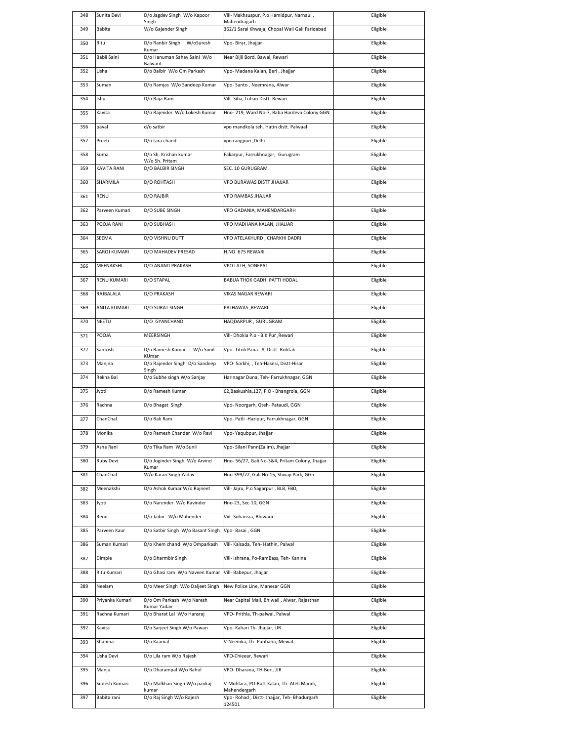| 348 | Sunita Devi | D/o Jagdev Singh W/o Kapoor Singh | Vill- Makhsuspur, P.o Hamidpur, Narnaul , Mahendragarh | Eligible |
|---|---|---|---|---|
| 349 | Babita | W/o Gajender Singh | 362/1 Sarai Khwaja, Chopal Wali Gali Faridabad | Eligible |
| 350 | Ritu | D/o Ranbir Singh W/oSuresh Kumar | Vpo- Birar, Jhajjar | Eligible |
| 351 | Babli Saini | D/o Hanuman Sahay Saini W/o Balwant | Near Bijli Bord, Bawal, Rewari | Eligible |
| 352 | Usha | D/o Balbir W/o Om Parkash | Vpo- Madana Kalan, Beri , Jhajjar | Eligible |
| 353 | Suman | D/o Ramjas W/o Sandeep Kumar | Vpo- Santo , Neemrana, Alwar | Eligible |
| 354 | Ishu | D/o Raja Ram | Vill- Siha, Luhan Distt- Rewari | Eligible |
| 355 | Kavita | D/o Rajender W/o Lokesh Kumar | Hno- 219, Ward No-7, Baba Hardeva Colony GGN | Eligible |
| 356 | payal | d/o satbir | vpo mandkola teh. Hatin distt. Palwaal | Eligible |
| 357 | Preeti | D/o tara chand | vpo rangpuri ,Delhi | Eligible |
| 358 | Soma | D/o Sh. Krishan kumar W/o Sh. Pritam | Fakarpur, Farrukhnagar, Gurugram | Eligible |
| 359 | KAVITA RANI | D/O BALBIR SINGH | SEC. 10 GURUGRAM | Eligible |
| 360 | SHARMILA | D/O ROHTASH | VPO BURAWAS DISTT JHAJJAR | Eligible |
| 361 | RENU | D/O RAJBIR | VPO RAMBAS JHAJJAR | Eligible |
| 362 | Parveen Kumari | D/O SUBE SINGH | VPO GADANIA, MAHENDARGARH | Eligible |
| 363 | POOJA RANI | D/O SUBHASH | VPO MADHANA KALAN, JHAJJAR | Eligible |
| 364 | SEEMA | D/O VISHNU DUTT | VPO ATELAKHURD , CHARKHI DADRI | Eligible |
| 365 | SAROJ KUMARI | D/O MAHADEV PRESAD | H.NO. 675 REWARI | Eligible |
| 366 | MEENAKSHI | D/O ANAND PRAKASH | VPO LATH, SONEPAT | Eligible |
| 367 | RENU KUMARI | D/O STAPAL | BABUA THOK GADHI PATTI HODAL | Eligible |
| 368 | RAJBALALA | D/O PRAKASH | VIKAS NAGAR REWARI | Eligible |
| 369 | ANITA KUMARI | D/O SURAT SINGH | PALHAWAS ,REWARI | Eligible |
| 370 | NEETU | D/O GYANCHAND | HAQDARPUR , GURUGRAM | Eligible |
| 371 | POOJA | MEERSINGH | Vill- Dhokia P.o - B.K Pur ,Rewari | Eligible |
| 372 | Santosh | D/o Ramesh Kumar W/o Sunil KUmar | Vpo- Titoli Pana _8, Distt- Rohtak | Eligible |
| 373 | Manjna | D/o Rajender Singh D/o Sandeep Singh | VPO- Sorkhi, , Teh-Hasnsi, Distt-Hisar | Eligible |
| 374 | Rekha Bai | D/o Subhe singh W/o Sanjay | Harinagar Duna, Teh- Farrukhnagar, GGN | Eligible |
| 375 | Jyoti | D/o Ramesh Kumar | 62,Baskushla,127, P.O - Bhangrola, GGN | Eligible |
| 376 | Rachna | D/o Bhagat Singh | Vpo- Noorgarh, Gteh- Pataudi, GGN | Eligible |
| 377 | ChanChal | D/o Bali Ram | Vpo- Patli -Hazipur, Farrukhnagar, GGN | Eligible |
| 378 | Monika | D/o Ramesh Chander W/o Ravi | Vpo- Yaqubpur, Jhajjar | Eligible |
| 379 | Asha Rani | D/o Tika Ram W/o Sunil | Vpo- Silani Pann(Zalim), Jhajjar | Eligible |
| 380 | Ruby Devi | D/o Joginder Singh W/o Arvind Kumar | Hno- 56/27, Gali No-3&4, Pritam Colony, Jhajjar | Eligible |
| 381 | ChanChal | W/o Karan Singh Yadav | Hno-399/22, Gali No-15, Shivaji Park, GGn | Eligible |
| 382 | Meenakshi | D/o Ashok Kumar W/o Rajneet | Vill- Jajru, P.o Sagarpur , BLB, FBD, | Eligible |
| 383 | Jyoti | D/o Narender W/o Ravinder | Hno-23, Sec-10, GGN | Eligible |
| 384 | Renu | D/o Jaibir W/o Mahender | Viil- Sohansra, Bhiwani | Eligible |
| 385 | Parveen Kaur | D/o Satbir Singh W/o Basant Singh | Vpo- Basai , GGN | Eligible |
| 386 | Suman Kumari | D/o Khem chand W/o Omparkash | Vill- Kalsada, Teh- Hathin, Palwal | Eligible |
| 387 | Dimple | D/o Dharmbir Singh | Vill- Ishrana, Po-RamBass, Teh- Kanina | Eligible |
| 388 | Ritu Kumari | D/o Ghasi ram W/o Naveen Kumar | Vill- Babepur, Jhajjar | Eligible |
| 389 | Neelam | D/o Meer Singh W/o Daljeet Singh | New Police Line, Manesar GGN | Eligible |
| 390 | Priyanka Kumari | D/o Om Parkash W/o Naresh Kumar Yadav | Near Capital Mall, Bhiwali , Alwar, Rajasthan | Eligible |
| 391 | Rachna Kumari | D/o Bharat Lal W/o Hansraj | VPO- Prithla, Th-palwal, Palwal | Eligible |
| 392 | Kavita | D/o Sarjeet Singh W/o Pawan | Vpo- Kahari Th- Jhajjar, JJR | Eligible |
| 393 | Shahina | D/o Kaamal | V-Neemka, Th- Punhana, Mewat | Eligible |
| 394 | Usha Devi | D/o Lila ram W/o Rajesh | VPO-Chieear, Rewari | Eligible |
| 395 | Manju | D/o Dharampal W/o Rahul | VPO- Dharana, TH-Beri, JJR | Eligible |
| 396 | Sudesh Kumari | D/o Malkhan Singh W/o pankaj kumar | V-Mohlara, PO-Ratt Kalan, Th- Ateli Mandi, Mahendergarh | Eligible |
| 397 | Babita rani | D/o Raj Singh W/o Rajesh | Vpo- Rohad , Distt- Jhajjar, Teh- Bhadurgarh 124501 | Eligible |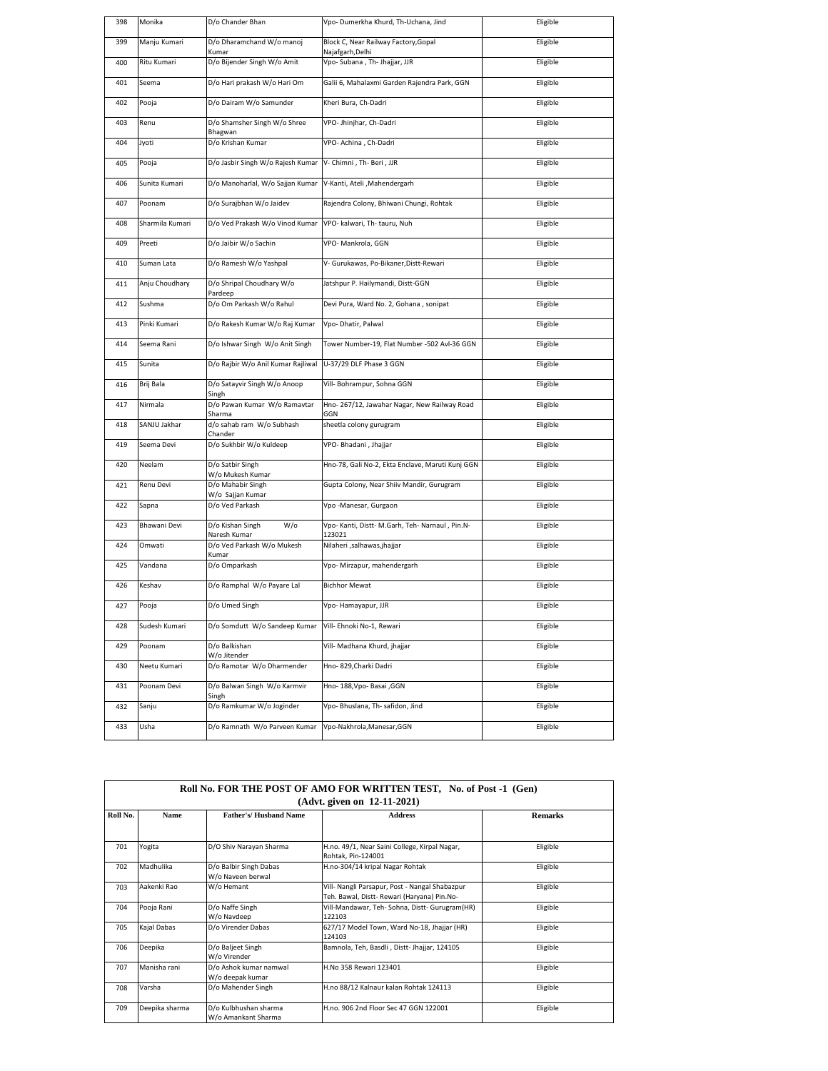| | | | | |
|---|---|---|---|---|
| 398 | Monika | D/o Chander Bhan | Vpo- Dumerkha Khurd, Th-Uchana, Jind | Eligible |
| 399 | Manju Kumari | D/o Dharamchand W/o manoj Kumar | Block C, Near Railway Factory,Gopal Najafgarh,Delhi | Eligible |
| 400 | Ritu Kumari | D/o Bijender Singh W/o Amit | Vpo- Subana , Th- Jhajjar, JJR | Eligible |
| 401 | Seema | D/o Hari prakash W/o Hari Om | Galii 6, Mahalaxmi Garden Rajendra Park, GGN | Eligible |
| 402 | Pooja | D/o Dairam W/o Samunder | Kheri Bura, Ch-Dadri | Eligible |
| 403 | Renu | D/o Shamsher Singh W/o Shree Bhagwan | VPO- Jhinjhar, Ch-Dadri | Eligible |
| 404 | Jyoti | D/o Krishan Kumar | VPO- Achina , Ch-Dadri | Eligible |
| 405 | Pooja | D/o Jasbir Singh W/o Rajesh Kumar | V- Chimni , Th- Beri , JJR | Eligible |
| 406 | Sunita Kumari | D/o Manoharlal, W/o Sajjan Kumar | V-Kanti, Ateli ,Mahendergarh | Eligible |
| 407 | Poonam | D/o Surajbhan W/o Jaidev | Rajendra Colony, Bhiwani Chungi, Rohtak | Eligible |
| 408 | Sharmila Kumari | D/o Ved Prakash W/o Vinod Kumar | VPO- kalwari, Th- tauru, Nuh | Eligible |
| 409 | Preeti | D/o Jaibir W/o Sachin | VPO- Mankrola, GGN | Eligible |
| 410 | Suman Lata | D/o Ramesh W/o Yashpal | V- Gurukawas, Po-Bikaner,Distt-Rewari | Eligible |
| 411 | Anju Choudhary | D/o Shripal Choudhary W/o Pardeep | Jatshpur P. Hailymandi, Distt-GGN | Eligible |
| 412 | Sushma | D/o Om Parkash W/o Rahul | Devi Pura, Ward No. 2, Gohana , sonipat | Eligible |
| 413 | Pinki Kumari | D/o Rakesh Kumar W/o Raj Kumar | Vpo- Dhatir, Palwal | Eligible |
| 414 | Seema Rani | D/o Ishwar Singh W/o Anit Singh | Tower Number-19, Flat Number -502 Avl-36 GGN | Eligible |
| 415 | Sunita | D/o Rajbir W/o Anil Kumar Rajliwal | U-37/29 DLF Phase 3 GGN | Eligible |
| 416 | Brij Bala | D/o Satayvir Singh W/o Anoop Singh | Vill- Bohrampur, Sohna GGN | Eligible |
| 417 | Nirmala | D/o Pawan Kumar W/o Ramavtar Sharma | Hno- 267/12, Jawahar Nagar, New Railway Road GGN | Eligible |
| 418 | SANJU Jakhar | d/o sahab ram W/o Subhash Chander | sheetla colony gurugram | Eligible |
| 419 | Seema Devi | D/o Sukhbir W/o Kuldeep | VPO- Bhadani , Jhajjar | Eligible |
| 420 | Neelam | D/o Satbir Singh W/o Mukesh Kumar | Hno-78, Gali No-2, Ekta Enclave, Maruti Kunj GGN | Eligible |
| 421 | Renu Devi | D/o Mahabir Singh W/o Sajjan Kumar | Gupta Colony, Near Shiiv Mandir, Gurugram | Eligible |
| 422 | Sapna | D/o Ved Parkash | Vpo -Manesar, Gurgaon | Eligible |
| 423 | Bhawani Devi | D/o Kishan Singh W/o Naresh Kumar | Vpo- Kanti, Distt- M.Garh, Teh- Narnaul , Pin.N-123021 | Eligible |
| 424 | Omwati | D/o Ved Parkash W/o Mukesh Kumar | Nilaheri ,salhawas,jhajjar | Eligible |
| 425 | Vandana | D/o Omparkash | Vpo- Mirzapur, mahendergarh | Eligible |
| 426 | Keshav | D/o Ramphal W/o Payare Lal | Bichhor Mewat | Eligible |
| 427 | Pooja | D/o Umed Singh | Vpo- Hamayapur, JJR | Eligible |
| 428 | Sudesh Kumari | D/o Somdutt W/o Sandeep Kumar | Vill- Ehnoki No-1, Rewari | Eligible |
| 429 | Poonam | D/o Balkishan W/o Jitender | Vill- Madhana Khurd, jhajjar | Eligible |
| 430 | Neetu Kumari | D/o Ramotar W/o Dharmender | Hno- 829,Charki Dadri | Eligible |
| 431 | Poonam Devi | D/o Balwan Singh W/o Karmvir Singh | Hno- 188,Vpo- Basai ,GGN | Eligible |
| 432 | Sanju | D/o Ramkumar W/o Joginder | Vpo- Bhuslana, Th- safidon, Jind | Eligible |
| 433 | Usha | D/o Ramnath W/o Parveen Kumar | Vpo-Nakhrola,Manesar,GGN | Eligible |

**Roll No. FOR THE POST OF AMO FOR WRITTEN TEST, No. of Post -1 (Gen)**
**(Advt. given on 12-11-2021)**

| Roll No. | Name | Father's/ Husband Name | Address | Remarks |
|---|---|---|---|---|
| 701 | Yogita | D/O Shiv Narayan Sharma | H.no. 49/1, Near Saini College, Kirpal Nagar, Rohtak, Pin-124001 | Eligible |
| 702 | Madhulika | D/o Balbir Singh Dabas W/o Naveen berwal | H.no-304/14 kripal Nagar Rohtak | Eligible |
| 703 | Aakenki Rao | W/o Hemant | Vill- Nangli Parsapur, Post - Nangal Shabazpur Teh. Bawal, Distt- Rewari (Haryana) Pin.No- | Eligible |
| 704 | Pooja Rani | D/o Naffe Singh W/o Navdeep | Vill-Mandawar, Teh- Sohna, Distt- Gurugram(HR) 122103 | Eligible |
| 705 | Kajal Dabas | D/o Virender Dabas | 627/17 Model Town, Ward No-18, Jhajjar (HR) 124103 | Eligible |
| 706 | Deepika | D/o Baljeet Singh W/o Virender | Bamnola, Teh, Basdli , Distt- Jhajjar, 124105 | Eligible |
| 707 | Manisha rani | D/o Ashok kumar namwal W/o deepak kumar | H.No 358 Rewari 123401 | Eligible |
| 708 | Varsha | D/o Mahender Singh | H.no 88/12 Kalnaur kalan Rohtak 124113 | Eligible |
| 709 | Deepika sharma | D/o Kulbhushan sharma W/o Amankant Sharma | H.no. 906 2nd Floor Sec 47 GGN 122001 | Eligible |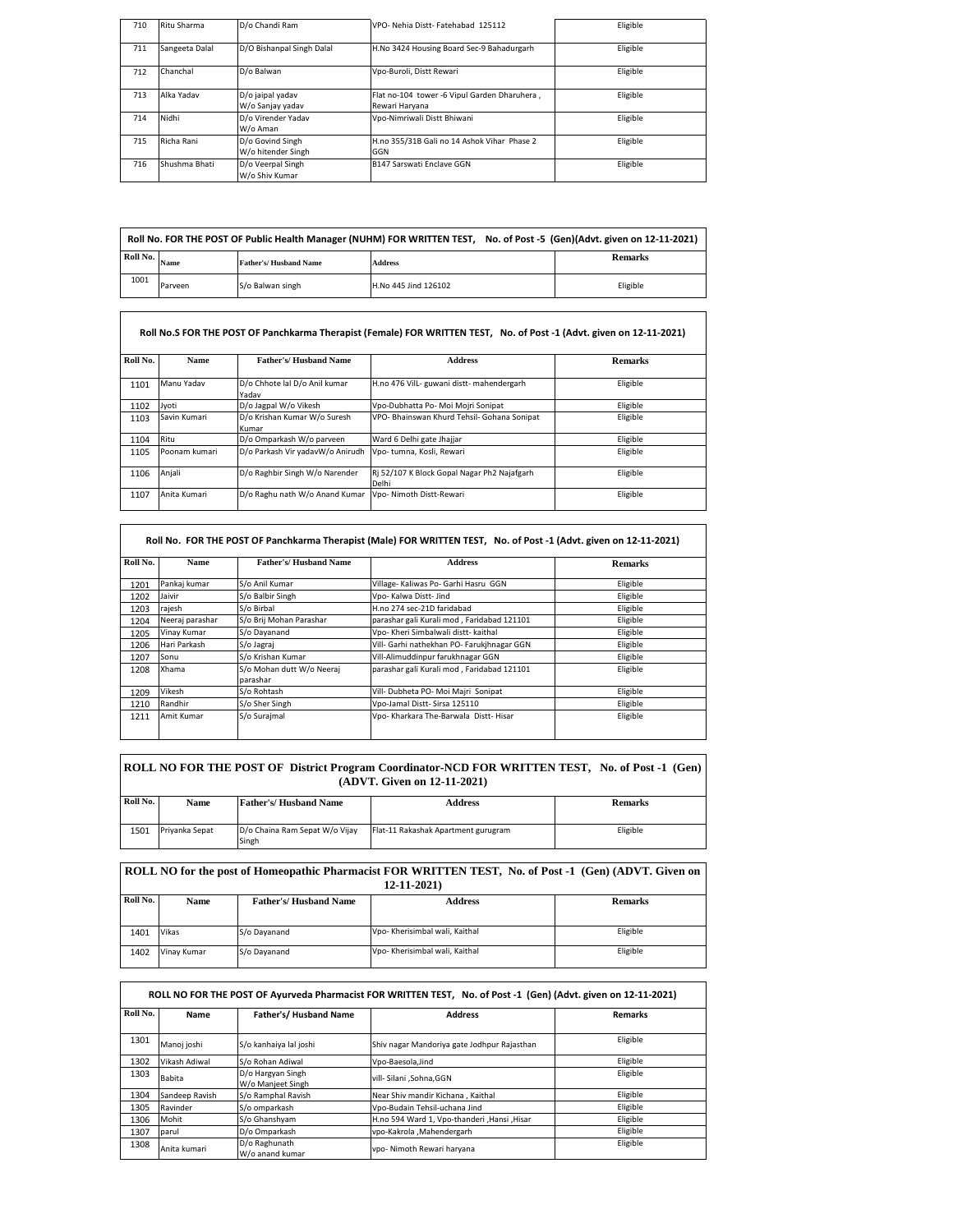| 710 | Ritu Sharma | D/o Chandi Ram | VPO- Nehia Distt- Fatehabad 125112 | Eligible |
|---|---|---|---|---|
| 711 | Sangeeta Dalal | D/O Bishanpal Singh Dalal | H.No 3424 Housing Board Sec-9 Bahadurgarh | Eligible |
| 712 | Chanchal | D/o Balwan | Vpo-Buroli, Distt Rewari | Eligible |
| 713 | Alka Yadav | D/o jaipal yadav W/o Sanjay yadav | Flat no-104 tower -6 Vipul Garden Dharuhera , Rewari Haryana | Eligible |
| 714 | Nidhi | D/o Virender Yadav W/o Aman | Vpo-Nimriwali Distt Bhiwani | Eligible |
| 715 | Richa Rani | D/o Govind Singh W/o hitender Singh | H.no 355/31B Gali no 14 Ashok Vihar Phase 2 GGN | Eligible |
| 716 | Shushma Bhati | D/o Veerpal Singh W/o Shiv Kumar | B147 Sarswati Enclave GGN | Eligible |

**Roll No. FOR THE POST OF Public Health Manager (NUHM) FOR WRITTEN TEST, No. of Post -5 (Gen)(Advt. given on 12-11-2021)**

| Roll No. | Name | Father's/ Husband Name | Address | Remarks |
|---|---|---|---|---|
| 1001 | Parveen | S/o Balwan singh | H.No 445 Jind 126102 | Eligible |

**Roll No.S FOR THE POST OF Panchkarma Therapist (Female) FOR WRITTEN TEST, No. of Post -1 (Advt. given on 12-11-2021)**

| Roll No. | Name | Father's/ Husband Name | Address | Remarks |
|---|---|---|---|---|
| 1101 | Manu Yadav | D/o Chhote lal D/o Anil kumar Yadav | H.no 476 VilL- guwani distt- mahendergarh | Eligible |
| 1102 | Jyoti | D/o Jagpal W/o Vikesh | Vpo-Dubhatta Po- Moi Mojri Sonipat | Eligible |
| 1103 | Savin Kumari | D/o Krishan Kumar W/o Suresh Kumar | VPO- Bhainswan Khurd Tehsil- Gohana Sonipat | Eligible |
| 1104 | Ritu | D/o Omparkash W/o parveen | Ward 6 Delhi gate Jhajjar | Eligible |
| 1105 | Poonam kumari | D/o Parkash Vir yadavW/o Anirudh | Vpo- tumna, Kosli, Rewari | Eligible |
| 1106 | Anjali | D/o Raghbir Singh W/o Narender | Rj 52/107 K Block Gopal Nagar Ph2 Najafgarh Delhi | Eligible |
| 1107 | Anita Kumari | D/o Raghu nath W/o Anand Kumar | Vpo- Nimoth Distt-Rewari | Eligible |

**Roll No. FOR THE POST OF Panchkarma Therapist (Male) FOR WRITTEN TEST, No. of Post -1 (Advt. given on 12-11-2021)**

| Roll No. | Name | Father's/ Husband Name | Address | Remarks |
|---|---|---|---|---|
| 1201 | Pankaj kumar | S/o Anil Kumar | Village- Kaliwas Po- Garhi Hasru GGN | Eligible |
| 1202 | Jaivir | S/o Balbir Singh | Vpo- Kalwa Distt- Jind | Eligible |
| 1203 | rajesh | S/o Birbal | H.no 274 sec-21D faridabad | Eligible |
| 1204 | Neeraj parashar | S/o Brij Mohan Parashar | parashar gali Kurali mod , Faridabad 121101 | Eligible |
| 1205 | Vinay Kumar | S/o Dayanand | Vpo- Kheri Simbalwali distt- kaithal | Eligible |
| 1206 | Hari Parkash | S/o Jagraj | Vill- Garhi nathekhan PO- Farukjhnagar GGN | Eligible |
| 1207 | Sonu | S/o Krishan Kumar | Vill-Alimuddinpur farukhnagar GGN | Eligible |
| 1208 | Xhama | S/o Mohan dutt W/o Neeraj parashar | parashar gali Kurali mod , Faridabad 121101 | Eligible |
| 1209 | Vikesh | S/o Rohtash | Vill- Dubheta PO- Moi Majri Sonipat | Eligible |
| 1210 | Randhir | S/o Sher Singh | Vpo-Jamal Distt- Sirsa 125110 | Eligible |
| 1211 | Amit Kumar | S/o Surajmal | Vpo- Kharkara The-Barwala Distt- Hisar | Eligible |

**ROLL NO FOR THE POST OF District Program Coordinator-NCD FOR WRITTEN TEST, No. of Post -1 (Gen) (ADVT. Given on 12-11-2021)**

| Roll No. | Name | Father's/ Husband Name | Address | Remarks |
|---|---|---|---|---|
| 1501 | Priyanka Sepat | D/o Chaina Ram Sepat W/o Vijay Singh | Flat-11 Rakashak Apartment gurugram | Eligible |

**ROLL NO for the post of Homeopathic Pharmacist FOR WRITTEN TEST, No. of Post -1 (Gen) (ADVT. Given on 12-11-2021)**

| Roll No. | Name | Father's/ Husband Name | Address | Remarks |
|---|---|---|---|---|
| 1401 | Vikas | S/o Dayanand | Vpo- Kherisimbal wali, Kaithal | Eligible |
| 1402 | Vinay Kumar | S/o Dayanand | Vpo- Kherisimbal wali, Kaithal | Eligible |

**ROLL NO FOR THE POST OF Ayurveda Pharmacist FOR WRITTEN TEST, No. of Post -1 (Gen) (Advt. given on 12-11-2021)**

| Roll No. | Name | Father's/ Husband Name | Address | Remarks |
|---|---|---|---|---|
| 1301 | Manoj joshi | S/o kanhaiya lal joshi | Shiv nagar Mandoriya gate Jodhpur Rajasthan | Eligible |
| 1302 | Vikash Adiwal | S/o Rohan Adiwal | Vpo-Baesola,Jind | Eligible |
| 1303 | Babita | D/o Hargyan Singh W/o Manjeet Singh | vill- Silani ,Sohna,GGN | Eligible |
| 1304 | Sandeep Ravish | S/o Ramphal Ravish | Near Shiv mandir Kichana , Kaithal | Eligible |
| 1305 | Ravinder | S/o omparkash | Vpo-Budain Tehsil-uchana Jind | Eligible |
| 1306 | Mohit | S/o Ghanshyam | H.no 594 Ward 1, Vpo-thanderi ,Hansi ,Hisar | Eligible |
| 1307 | parul | D/o Omparkash | vpo-Kakrola ,Mahendergarh | Eligible |
| 1308 | Anita kumari | D/o Raghunath W/o anand kumar | vpo- Nimoth Rewari haryana | Eligible |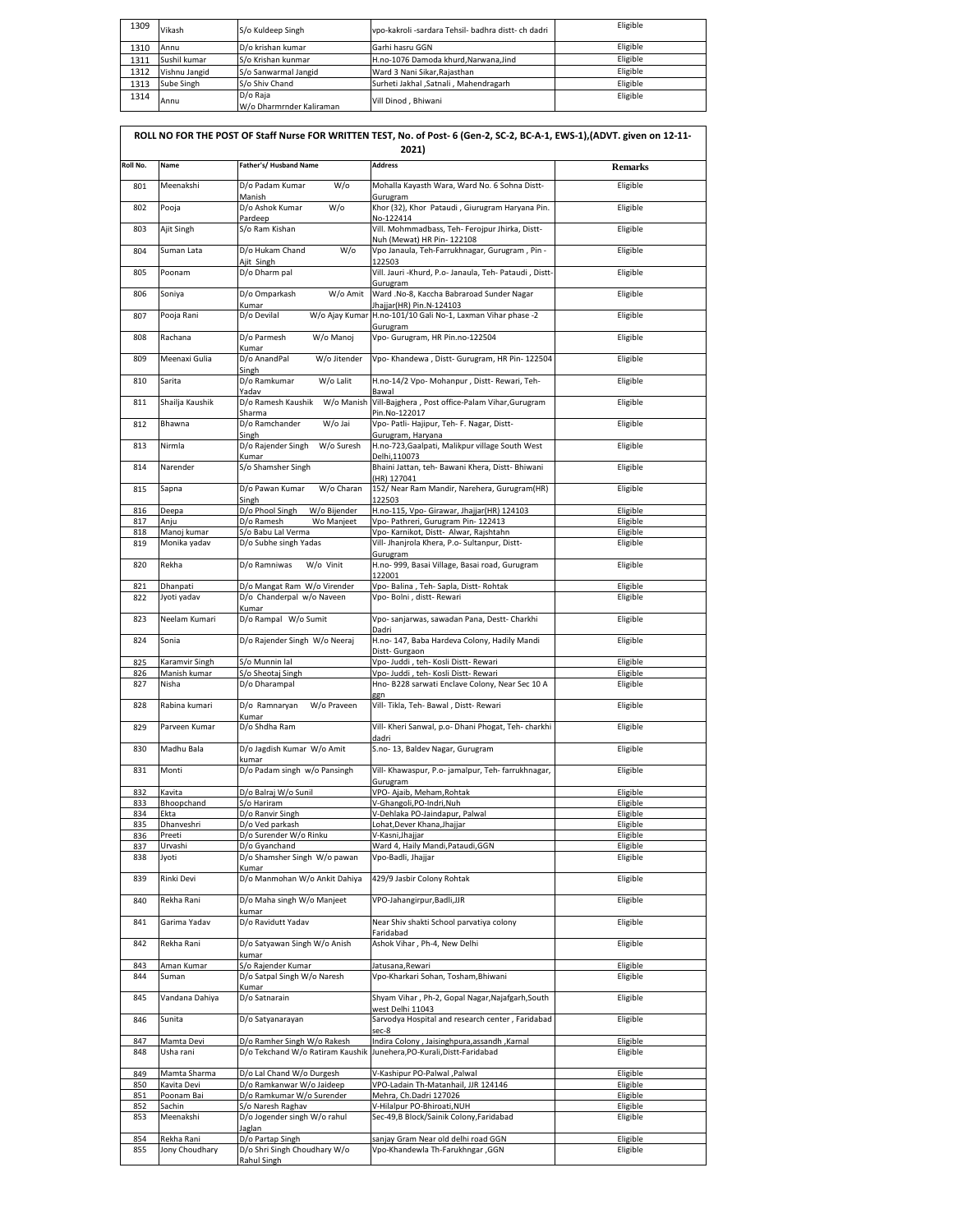| 1309 | Vikash | S/o Kuldeep Singh | vpo-kakroli -sardara Tehsil- badhra distt- ch dadri | Eligible |
|---|---|---|---|---|
| 1310 | Annu | D/o krishan kumar | Garhi hasru GGN | Eligible |
| 1311 | Sushil kumar | S/o Krishan kunmar | H.no-1076 Damoda khurd,Narwana,Jind | Eligible |
| 1312 | Vishnu Jangid | S/o Sanwarmal Jangid | Ward 3 Nani Sikar,Rajasthan | Eligible |
| 1313 | Sube Singh | S/o Shiv Chand | Surheti Jakhal ,Satnali , Mahendragarh | Eligible |
| 1314 | Annu | D/o Raja W/o Dharmrnder Kaliraman | Vill Dinod , Bhiwani | Eligible |

## ROLL NO FOR THE POST OF Staff Nurse FOR WRITTEN TEST, No. of Post- 6 (Gen-2, SC-2, BC-A-1, EWS-1),(ADVT. given on 12-11-2021)

| Roll No. | Name | Father's/ Husband Name | Address | Remarks |
|---|---|---|---|---|
| 801 | Meenakshi | D/o Padam Kumar W/o Manish | Mohalla Kayasth Wara, Ward No. 6 Sohna Distt-Gurugram | Eligible |
| 802 | Pooja | D/o Ashok Kumar W/o Pardeep | Khor (32), Khor Pataudi , Giurugram Haryana Pin. No-122414 | Eligible |
| 803 | Ajit Singh | S/o Ram Kishan | Vill. Mohmmadbass, Teh- Ferojpur Jhirka, Distt-Nuh (Mewat) HR Pin- 122108 | Eligible |
| 804 | Suman Lata | D/o Hukam Chand W/o Ajit Singh | Vpo Janaula, Teh-Farrukhnagar, Gurugram , Pin - 122503 | Eligible |
| 805 | Poonam | D/o Dharm pal | Vill. Jauri -Khurd, P.o- Janaula, Teh- Pataudi , Distt-Gurugram | Eligible |
| 806 | Soniya | D/o Omparkash W/o Amit Kumar | Ward .No-8, Kaccha Babraroad Sunder Nagar Jhajjar(HR) Pin.N-124103 | Eligible |
| 807 | Pooja Rani | D/o Devilal W/o Ajay Kumar | H.no-101/10 Gali No-1, Laxman Vihar phase -2 Gurugram | Eligible |
| 808 | Rachana | D/o Parmesh W/o Manoj Kumar | Vpo- Gurugram, HR Pin.no-122504 | Eligible |
| 809 | Meenaxi Gulia | D/o AnandPal W/o Jitender Singh | Vpo- Khandewa , Distt- Gurugram, HR Pin- 122504 | Eligible |
| 810 | Sarita | D/o Ramkumar W/o Lalit Yadav | H.no-14/2 Vpo- Mohanpur , Distt- Rewari, Teh-Bawal | Eligible |
| 811 | Shailja Kaushik | D/o Ramesh Kaushik W/o Manish Sharma | Vill-Bajghera , Post office-Palam Vihar,Gurugram Pin.No-122017 | Eligible |
| 812 | Bhawna | D/o Ramchander W/o Jai Singh | Vpo- Patli- Hajipur, Teh- F. Nagar, Distt-Gurugram, Haryana | Eligible |
| 813 | Nirmla | D/o Rajender Singh W/o Suresh Kumar | H.no-723,Gaalpati, Malikpur village South West Delhi,110073 | Eligible |
| 814 | Narender | S/o Shamsher Singh | Bhaini Jattan, teh- Bawani Khera, Distt- Bhiwani (HR) 127041 | Eligible |
| 815 | Sapna | D/o Pawan Kumar W/o Charan Singh | 152/ Near Ram Mandir, Narehera, Gurugram(HR) 122503 | Eligible |
| 816 | Deepa | D/o Phool Singh W/o Bijender | H.no-115, Vpo- Girawar, Jhajjar(HR) 124103 | Eligible |
| 817 | Anju | D/o Ramesh Wo Manjeet | Vpo- Pathreri, Gurugram Pin- 122413 | Eligible |
| 818 | Manoj kumar | S/o Babu Lal Verma | Vpo- Karnikot, Distt- Alwar, Rajshtahn | Eligible |
| 819 | Monika yadav | D/o Subhe singh Yadas | Vill- Jhanjrola Khera, P.o- Sultanpur, Distt-Gurugram | Eligible |
| 820 | Rekha | D/o Ramniwas W/o Vinit | H.no- 999, Basai Village, Basai road, Gurugram 122001 | Eligible |
| 821 | Dhanpati | D/o Mangat Ram W/o Virender | Vpo- Balina , Teh- Sapla, Distt- Rohtak | Eligible |
| 822 | Jyoti yadav | D/o Chanderpal w/o Naveen Kumar | Vpo- Bolni , distt- Rewari | Eligible |
| 823 | Neelam Kumari | D/o Rampal W/o Sumit | Vpo- sanjarwas, sawadan Pana, Destt- Charkhi Dadri | Eligible |
| 824 | Sonia | D/o Rajender Singh W/o Neeraj | H.no- 147, Baba Hardeva Colony, Hadily Mandi Distt- Gurgaon | Eligible |
| 825 | Karamvir Singh | S/o Munnin lal | Vpo- Juddi , teh- Kosli Distt- Rewari | Eligible |
| 826 | Manish kumar | S/o Sheotaj Singh | Vpo- Juddi , teh- Kosli Distt- Rewari | Eligible |
| 827 | Nisha | D/o Dharampal | Hno- B228 sarwati Enclave Colony, Near Sec 10 A ggn | Eligible |
| 828 | Rabina kumari | D/o Ramnaryan W/o Praveen Kumar | Vill- Tikla, Teh- Bawal , Distt- Rewari | Eligible |
| 829 | Parveen Kumar | D/o Shdha Ram | Vill- Kheri Sanwal, p.o- Dhani Phogat, Teh- charkhi dadri | Eligible |
| 830 | Madhu Bala | D/o Jagdish Kumar W/o Amit kumar | S.no- 13, Baldev Nagar, Gurugram | Eligible |
| 831 | Monti | D/o Padam singh w/o Pansingh | Vill- Khawaspur, P.o- jamalpur, Teh- farrukhnagar, Gurugram | Eligible |
| 832 | Kavita | D/o Balraj W/o Sunil | VPO- Ajaib, Meham,Rohtak | Eligible |
| 833 | Bhoopchand | S/o Hariram | V-Ghangoli,PO-Indri,Nuh | Eligible |
| 834 | Ekta | D/o Ranvir Singh | V-Dehlaka PO-Jaindapur, Palwal | Eligible |
| 835 | Dhanveshri | D/o Ved parkash | Lohat,Dever Khana,Jhajjar | Eligible |
| 836 | Preeti | D/o Surender W/o Rinku | V-Kasni,Jhajjar | Eligible |
| 837 | Urvashi | D/o Gyanchand | Ward 4, Haily Mandi,Pataudi,GGN | Eligible |
| 838 | Jyoti | D/o Shamsher Singh W/o pawan Kumar | Vpo-Badli, Jhajjar | Eligible |
| 839 | Rinki Devi | D/o Manmohan W/o Ankit Dahiya | 429/9 Jasbir Colony Rohtak | Eligible |
| 840 | Rekha Rani | D/o Maha singh W/o Manjeet kumar | VPO-Jahangirpur,Badli,JJR | Eligible |
| 841 | Garima Yadav | D/o Ravidutt Yadav | Near Shiv shakti School parvatiya colony Faridabad | Eligible |
| 842 | Rekha Rani | D/o Satyawan Singh W/o Anish kumar | Ashok Vihar , Ph-4, New Delhi | Eligible |
| 843 | Aman Kumar | S/o Rajender Kumar | Jatusana,Rewari | Eligible |
| 844 | Suman | D/o Satpal Singh W/o Naresh Kumar | Vpo-Kharkari Sohan, Tosham,Bhiwani | Eligible |
| 845 | Vandana Dahiya | D/o Satnarain | Shyam Vihar , Ph-2, Gopal Nagar,Najafgarh,South west Delhi 11043 | Eligible |
| 846 | Sunita | D/o Satyanarayan | Sarvodya Hospital and research center , Faridabad sec-8 | Eligible |
| 847 | Mamta Devi | D/o Ramher Singh W/o Rakesh | Indira Colony , Jaisinghpura,assandh ,Karnal | Eligible |
| 848 | Usha rani | D/o Tekchand W/o Ratiram Kaushik | Junehera,PO-Kurali,Distt-Faridabad | Eligible |
| 849 | Mamta Sharma | D/o Lal Chand W/o Durgesh | V-Kashipur PO-Palwal ,Palwal | Eligible |
| 850 | Kavita Devi | D/o Ramkanwar W/o Jaideep | VPO-Ladain Th-Matanhail, JJR 124146 | Eligible |
| 851 | Poonam Bai | D/o Ramkumar W/o Surender | Mehra, Ch.Dadri 127026 | Eligible |
| 852 | Sachin | S/o Naresh Raghav | V-Hilalpur PO-Bhiroati,NUH | Eligible |
| 853 | Meenakshi | D/o Jogender singh W/o rahul Jaglan | Sec-49,B Block/Sainik Colony,Faridabad | Eligible |
| 854 | Rekha Rani | D/o Partap Singh | sanjay Gram Near old delhi road GGN | Eligible |
| 855 | Jony Choudhary | D/o Shri Singh Choudhary W/o Rahul Singh | Vpo-Khandewla Th-Farukhngar ,GGN | Eligible |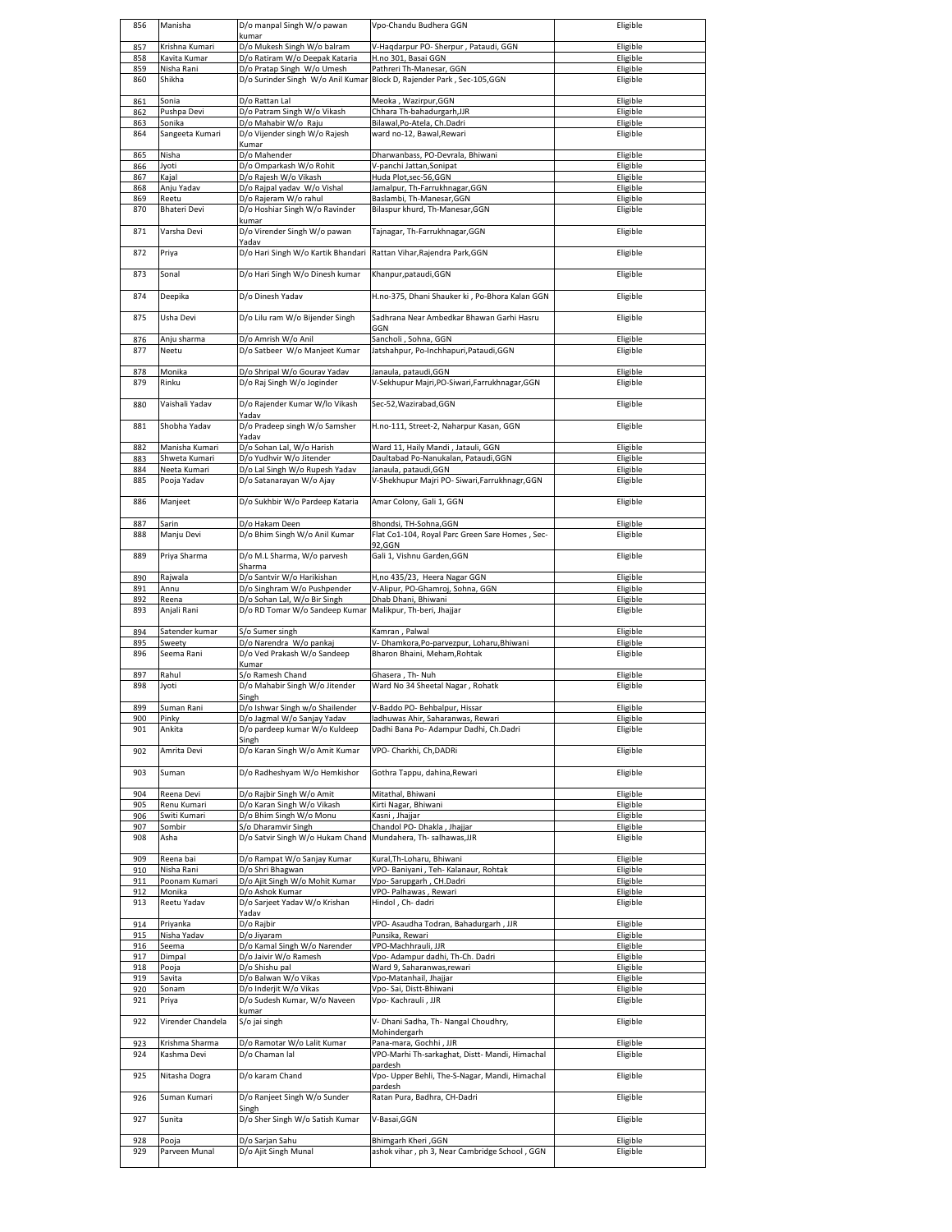| 856 | Manisha | D/o manpal Singh W/o pawan kumar | Vpo-Chandu Budhera GGN | Eligible |
|---|---|---|---|---|
| 857 | Krishna Kumari | D/o Mukesh Singh W/o balram | V-Haqdarpur PO- Sherpur , Pataudi, GGN | Eligible |
| 858 | Kavita Kumar | D/o Ratiram W/o Deepak Kataria | H.no 301, Basai GGN | Eligible |
| 859 | Nisha Rani | D/o Pratap Singh W/o Umesh | Pathreri Th-Manesar, GGN | Eligible |
| 860 | Shikha | D/o Surinder Singh W/o Anil Kumar | Block D, Rajender Park , Sec-105,GGN | Eligible |
| 861 | Sonia | D/o Rattan Lal | Meoka , Wazirpur,GGN | Eligible |
| 862 | Pushpa Devi | D/o Patram Singh W/o Vikash | Chhara Th-bahadurgarh,JJR | Eligible |
| 863 | Sonika | D/o Mahabir W/o Raju | Bilawal,Po-Atela, Ch.Dadri | Eligible |
| 864 | Sangeeta Kumari | D/o Vijender singh W/o Rajesh Kumar | ward no-12, Bawal,Rewari | Eligible |
| 865 | Nisha | D/o Mahender | Dharwanbass, PO-Devrala, Bhiwani | Eligible |
| 866 | Jyoti | D/o Omparkash W/o Rohit | V-panchi Jattan,Sonipat | Eligible |
| 867 | Kajal | D/o Rajesh W/o Vikash | Huda Plot,sec-56,GGN | Eligible |
| 868 | Anju Yadav | D/o Rajpal yadav W/o Vishal | Jamalpur, Th-Farrukhnagar,GGN | Eligible |
| 869 | Reetu | D/o Rajeram W/o rahul | Baslambi, Th-Manesar,GGN | Eligible |
| 870 | Bhateri Devi | D/o Hoshiar Singh W/o Ravinder kumar | Bilaspur khurd, Th-Manesar,GGN | Eligible |
| 871 | Varsha Devi | D/o Virender Singh W/o pawan Yadav | Tajnagar, Th-Farrukhnagar,GGN | Eligible |
| 872 | Priya | D/o Hari Singh W/o Kartik Bhandari | Rattan Vihar,Rajendra Park,GGN | Eligible |
| 873 | Sonal | D/o Hari Singh W/o Dinesh kumar | Khanpur,pataudi,GGN | Eligible |
| 874 | Deepika | D/o Dinesh Yadav | H.no-375, Dhani Shauker ki , Po-Bhora Kalan GGN | Eligible |
| 875 | Usha Devi | D/o Lilu ram W/o Bijender Singh | Sadhrana Near Ambedkar Bhawan Garhi Hasru GGN | Eligible |
| 876 | Anju sharma | D/o Amrish W/o Anil | Sancholi , Sohna, GGN | Eligible |
| 877 | Neetu | D/o Satbeer W/o Manjeet Kumar | Jatshahpur, Po-Inchhapuri,Pataudi,GGN | Eligible |
| 878 | Monika | D/o Shripal W/o Gourav Yadav | Janaula, pataudi,GGN | Eligible |
| 879 | Rinku | D/o Raj Singh W/o Joginder | V-Sekhupur Majri,PO-Siwari,Farrukhnagar,GGN | Eligible |
| 880 | Vaishali Yadav | D/o Rajender Kumar W/lo Vikash Yadav | Sec-52,Wazirabad,GGN | Eligible |
| 881 | Shobha Yadav | D/o Pradeep singh W/o Samsher Yadav | H.no-111, Street-2, Naharpur Kasan, GGN | Eligible |
| 882 | Manisha Kumari | D/o Sohan Lal, W/o Harish | Ward 11, Haily Mandi , Jatauli, GGN | Eligible |
| 883 | Shweta Kumari | D/o Yudhvir W/o Jitender | Daultabad Po-Nanukalan, Pataudi,GGN | Eligible |
| 884 | Neeta Kumari | D/o Lal Singh W/o Rupesh Yadav | Janaula, pataudi,GGN | Eligible |
| 885 | Pooja Yadav | D/o Satanarayan W/o Ajay | V-Shekhupur Majri PO- Siwari,Farrukhnagr,GGN | Eligible |
| 886 | Manjeet | D/o Sukhbir W/o Pardeep Kataria | Amar Colony, Gali 1, GGN | Eligible |
| 887 | Sarin | D/o Hakam Deen | Bhondsi, TH-Sohna,GGN | Eligible |
| 888 | Manju Devi | D/o Bhim Singh W/o Anil Kumar | Flat Co1-104, Royal Parc Green Sare Homes , Sec-92,GGN | Eligible |
| 889 | Priya Sharma | D/o M.L Sharma, W/o parvesh Sharma | Gali 1, Vishnu Garden,GGN | Eligible |
| 890 | Rajwala | D/o Santvir W/o Harikishan | H,no 435/23, Heera Nagar GGN | Eligible |
| 891 | Annu | D/o Singhram W/o Pushpender | V-Alipur, PO-Ghamroj, Sohna, GGN | Eligible |
| 892 | Reena | D/o Sohan Lal, W/o Bir Singh | Dhab Dhani, Bhiwani | Eligible |
| 893 | Anjali Rani | D/o RD Tomar W/o Sandeep Kumar | Malikpur, Th-beri, Jhajjar | Eligible |
| 894 | Satender kumar | S/o Sumer singh | Kamran , Palwal | Eligible |
| 895 | Sweety | D/o Narendra W/o pankaj | V- Dhamkora,Po-parvezpur, Loharu,Bhiwani | Eligible |
| 896 | Seema Rani | D/o Ved Prakash W/o Sandeep Kumar | Bharon Bhaini, Meham,Rohtak | Eligible |
| 897 | Rahul | S/o Ramesh Chand | Ghasera , Th- Nuh | Eligible |
| 898 | Jyoti | D/o Mahabir Singh W/o Jitender Singh | Ward No 34 Sheetal Nagar , Rohatk | Eligible |
| 899 | Suman Rani | D/o Ishwar Singh w/o Shailender | V-Baddo PO- Behbalpur, Hissar | Eligible |
| 900 | Pinky | D/o Jagmal W/o Sanjay Yadav | ladhuwas Ahir, Saharanwas, Rewari | Eligible |
| 901 | Ankita | D/o pardeep kumar W/o Kuldeep Singh | Dadhi Bana Po- Adampur Dadhi, Ch.Dadri | Eligible |
| 902 | Amrita Devi | D/o Karan Singh W/o Amit Kumar | VPO- Charkhi, Ch,DADRi | Eligible |
| 903 | Suman | D/o Radheshyam W/o Hemkishor | Gothra Tappu, dahina,Rewari | Eligible |
| 904 | Reena Devi | D/o Rajbir Singh W/o Amit | Mitathal, Bhiwani | Eligible |
| 905 | Renu Kumari | D/o Karan Singh W/o Vikash | Kirti Nagar, Bhiwani | Eligible |
| 906 | Switi Kumari | D/o Bhim Singh W/o Monu | Kasni , Jhajjar | Eligible |
| 907 | Sombir | S/o Dharamvir Singh | Chandol PO- Dhakla , Jhajjar | Eligible |
| 908 | Asha | D/o Satvir Singh W/o Hukam Chand | Mundahera, Th- salhawas,JJR | Eligible |
| 909 | Reena bai | D/o Rampat W/o Sanjay Kumar | Kural,Th-Loharu, Bhiwani | Eligible |
| 910 | Nisha Rani | D/o Shri Bhagwan | VPO- Baniyani , Teh- Kalanaur, Rohtak | Eligible |
| 911 | Poonam Kumari | D/o Ajit Singh W/o Mohit Kumar | Vpo- Sarupgarh , CH.Dadri | Eligible |
| 912 | Monika | D/o Ashok Kumar | VPO- Palhawas , Rewari | Eligible |
| 913 | Reetu Yadav | D/o Sarjeet Yadav W/o Krishan Yadav | Hindol , Ch- dadri | Eligible |
| 914 | Priyanka | D/o Rajbir | VPO- Asaudha Todran, Bahadurgarh , JJR | Eligible |
| 915 | Nisha Yadav | D/o Jiyaram | Punsika, Rewari | Eligible |
| 916 | Seema | D/o Kamal Singh W/o Narender | VPO-Machhrauli, JJR | Eligible |
| 917 | Dimpal | D/o Jaivir W/o Ramesh | Vpo- Adampur dadhi, Th-Ch. Dadri | Eligible |
| 918 | Pooja | D/o Shishu pal | Ward 9, Saharanwas,rewari | Eligible |
| 919 | Savita | D/o Balwan W/o Vikas | Vpo-Matanhail, Jhajjar | Eligible |
| 920 | Sonam | D/o Inderjit W/o Vikas | Vpo- Sai, Distt-Bhiwani | Eligible |
| 921 | Priya | D/o Sudesh Kumar, W/o Naveen kumar | Vpo- Kachrauli , JJR | Eligible |
| 922 | Virender Chandela | S/o jai singh | V- Dhani Sadha, Th- Nangal Choudhry, Mohindergarh | Eligible |
| 923 | Krishma Sharma | D/o Ramotar W/o Lalit Kumar | Pana-mara, Gochhi , JJR | Eligible |
| 924 | Kashma Devi | D/o Chaman lal | VPO-Marhi Th-sarkaghat, Distt- Mandi, Himachal pardesh | Eligible |
| 925 | Nitasha Dogra | D/o karam Chand | Vpo- Upper Behli, The-S-Nagar, Mandi, Himachal pardesh | Eligible |
| 926 | Suman Kumari | D/o Ranjeet Singh W/o Sunder Singh | Ratan Pura, Badhra, CH-Dadri | Eligible |
| 927 | Sunita | D/o Sher Singh W/o Satish Kumar | V-Basai,GGN | Eligible |
| 928 | Pooja | D/o Sarjan Sahu | Bhimgarh Kheri ,GGN | Eligible |
| 929 | Parveen Munal | D/o Ajit Singh Munal | ashok vihar , ph 3, Near Cambridge School , GGN | Eligible |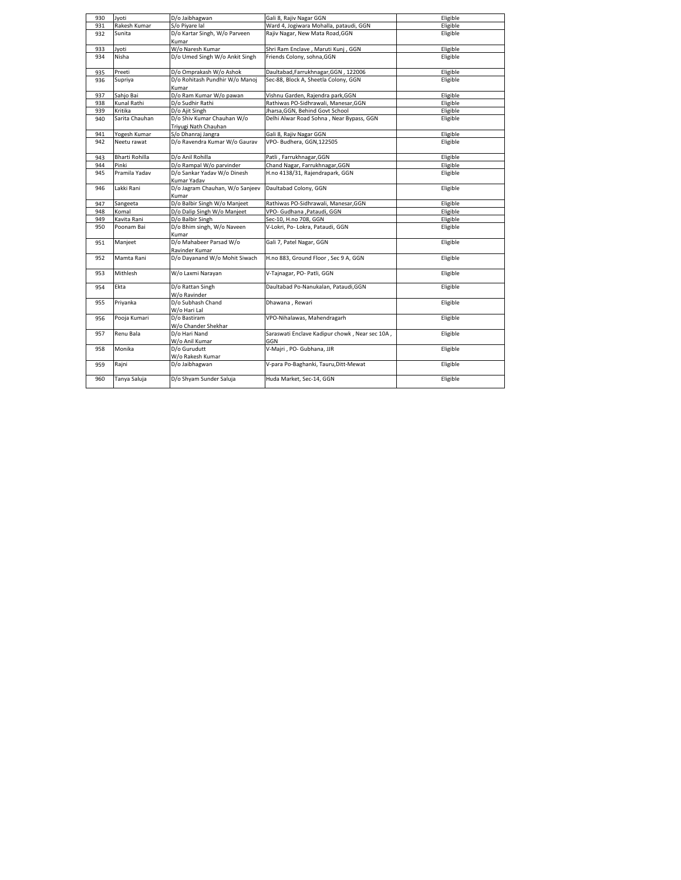| | | | | |
|---|---|---|---|---|
| 930 | Jyoti | D/o Jaibhagwan | Gali 8, Rajiv Nagar GGN | Eligible |
| 931 | Rakesh Kumar | S/o Piyare lal | Ward 4, Jogiwara Mohalla, pataudi, GGN | Eligible |
| 932 | Sunita | D/o Kartar Singh, W/o Parveen Kumar | Rajiv Nagar, New Mata Road,GGN | Eligible |
| 933 | Jyoti | W/o Naresh Kumar | Shri Ram Enclave , Maruti Kunj , GGN | Eligible |
| 934 | Nisha | D/o Umed Singh W/o Ankit Singh | Friends Colony, sohna,GGN | Eligible |
| 935 | Preeti | D/o Omprakash W/o Ashok | Daultabad,Farrukhnagar,GGN , 122006 | Eligible |
| 936 | Supriya | D/o Rohitash Pundhir W/o Manoj Kumar | Sec-88, Block A, Sheetla Colony, GGN | Eligible |
| 937 | Sahjo Bai | D/o Ram Kumar W/o pawan | Vishnu Garden, Rajendra park,GGN | Eligible |
| 938 | Kunal Rathi | D/o Sudhir Rathi | Rathiwas PO-Sidhrawali, Manesar,GGN | Eligible |
| 939 | Kritika | D/o Ajit Singh | Jharsa,GGN, Behind Govt School | Eligible |
| 940 | Sarita Chauhan | D/o Shiv Kumar Chauhan W/o Triyugi Nath Chauhan | Delhi Alwar Road Sohna , Near Bypass, GGN | Eligible |
| 941 | Yogesh Kumar | S/o Dhanraj Jangra | Gali 8, Rajiv Nagar GGN | Eligible |
| 942 | Neetu rawat | D/o Ravendra Kumar W/o Gaurav | VPO- Budhera, GGN,122505 | Eligible |
| 943 | Bharti Rohilla | D/o Anil Rohilla | Patli , Farrukhnagar,GGN | Eligible |
| 944 | Pinki | D/o Rampal W/o parvinder | Chand Nagar, Farrukhnagar,GGN | Eligible |
| 945 | Pramila Yadav | D/o Sankar Yadav W/o Dinesh Kumar Yadav | H.no 4138/31, Rajendrapark, GGN | Eligible |
| 946 | Lakki Rani | D/o Jagram Chauhan, W/o Sanjeev Kumar | Daultabad Colony, GGN | Eligible |
| 947 | Sangeeta | D/o Balbir Singh W/o Manjeet | Rathiwas PO-Sidhrawali, Manesar,GGN | Eligible |
| 948 | Komal | D/o Dalip Singh W/o Manjeet | VPO- Gudhana ,Pataudi, GGN | Eligible |
| 949 | Kavita Rani | D/o Balbir Singh | Sec-10, H.no 708, GGN | Eligible |
| 950 | Poonam Bai | D/o Bhim singh, W/o Naveen Kumar | V-Lokri, Po- Lokra, Pataudi, GGN | Eligible |
| 951 | Manjeet | D/o Mahabeer Parsad W/o Ravinder Kumar | Gali 7, Patel Nagar, GGN | Eligible |
| 952 | Mamta Rani | D/o Dayanand W/o Mohit Siwach | H.no 883, Ground Floor , Sec 9 A, GGN | Eligible |
| 953 | Mithlesh | W/o Laxmi Narayan | V-Tajnagar, PO- Patli, GGN | Eligible |
| 954 | Ekta | D/o Rattan Singh W/o Ravinder | Daultabad Po-Nanukalan, Pataudi,GGN | Eligible |
| 955 | Priyanka | D/o Subhash Chand W/o Hari Lal | Dhawana , Rewari | Eligible |
| 956 | Pooja Kumari | D/o Bastiram W/o Chander Shekhar | VPO-Nihalawas, Mahendragarh | Eligible |
| 957 | Renu Bala | D/o Hari Nand W/o Anil Kumar | Saraswati Enclave Kadipur chowk , Near sec 10A , GGN | Eligible |
| 958 | Monika | D/o Gurudutt W/o Rakesh Kumar | V-Majri , PO- Gubhana, JJR | Eligible |
| 959 | Rajni | D/o Jaibhagwan | V-para Po-Baghanki, Tauru,Ditt-Mewat | Eligible |
| 960 | Tanya Saluja | D/o Shyam Sunder Saluja | Huda Market, Sec-14, GGN | Eligible |